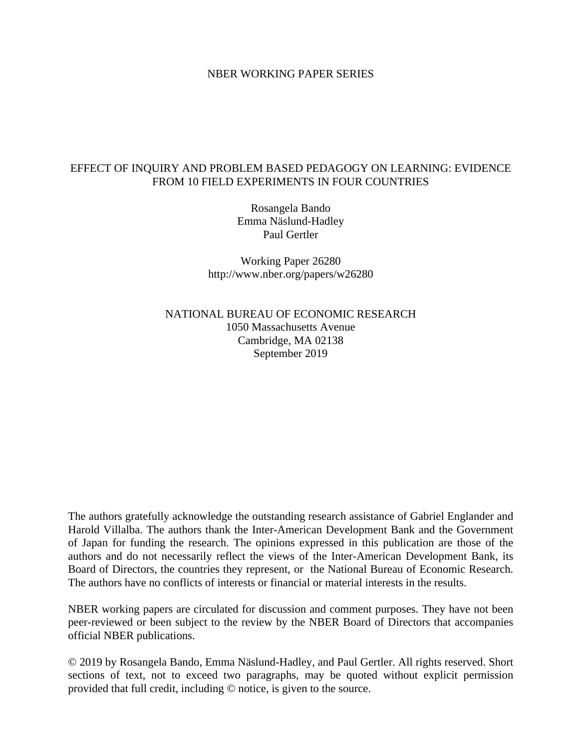NBER WORKING PAPER SERIES

# EFFECT OF INQUIRY AND PROBLEM BASED PEDAGOGY ON LEARNING: EVIDENCE FROM 10 FIELD EXPERIMENTS IN FOUR COUNTRIES

Rosangela Bando
Emma Näslund-Hadley
Paul Gertler

Working Paper 26280
http://www.nber.org/papers/w26280

NATIONAL BUREAU OF ECONOMIC RESEARCH
1050 Massachusetts Avenue
Cambridge, MA 02138
September 2019

The authors gratefully acknowledge the outstanding research assistance of Gabriel Englander and Harold Villalba. The authors thank the Inter-American Development Bank and the Government of Japan for funding the research. The opinions expressed in this publication are those of the authors and do not necessarily reflect the views of the Inter-American Development Bank, its Board of Directors, the countries they represent, or the National Bureau of Economic Research. The authors have no conflicts of interests or financial or material interests in the results.

NBER working papers are circulated for discussion and comment purposes. They have not been peer-reviewed or been subject to the review by the NBER Board of Directors that accompanies official NBER publications.

© 2019 by Rosangela Bando, Emma Näslund-Hadley, and Paul Gertler. All rights reserved. Short sections of text, not to exceed two paragraphs, may be quoted without explicit permission provided that full credit, including © notice, is given to the source.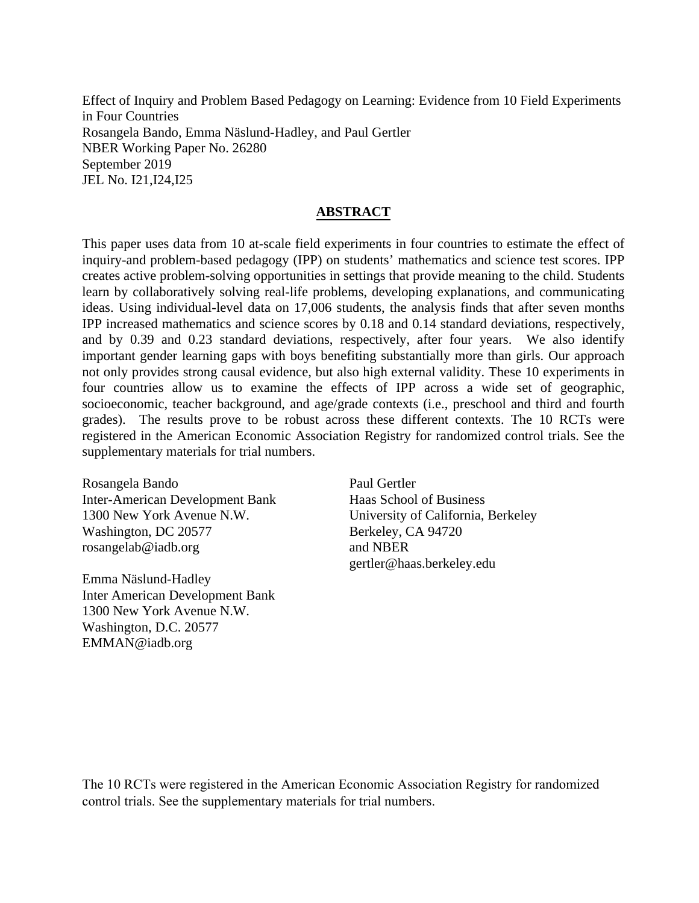Effect of Inquiry and Problem Based Pedagogy on Learning: Evidence from 10 Field Experiments in Four Countries
Rosangela Bando, Emma Näslund-Hadley, and Paul Gertler
NBER Working Paper No. 26280
September 2019
JEL No. I21,I24,I25

## ABSTRACT

This paper uses data from 10 at-scale field experiments in four countries to estimate the effect of inquiry-and problem-based pedagogy (IPP) on students' mathematics and science test scores. IPP creates active problem-solving opportunities in settings that provide meaning to the child. Students learn by collaboratively solving real-life problems, developing explanations, and communicating ideas. Using individual-level data on 17,006 students, the analysis finds that after seven months IPP increased mathematics and science scores by 0.18 and 0.14 standard deviations, respectively, and by 0.39 and 0.23 standard deviations, respectively, after four years. We also identify important gender learning gaps with boys benefiting substantially more than girls. Our approach not only provides strong causal evidence, but also high external validity. These 10 experiments in four countries allow us to examine the effects of IPP across a wide set of geographic, socioeconomic, teacher background, and age/grade contexts (i.e., preschool and third and fourth grades). The results prove to be robust across these different contexts. The 10 RCTs were registered in the American Economic Association Registry for randomized control trials. See the supplementary materials for trial numbers.

Rosangela Bando
Inter-American Development Bank
1300 New York Avenue N.W.
Washington, DC 20577
rosangelab@iadb.org

Emma Näslund-Hadley
Inter American Development Bank
1300 New York Avenue N.W.
Washington, D.C. 20577
EMMAN@iadb.org

Paul Gertler
Haas School of Business
University of California, Berkeley
Berkeley, CA 94720
and NBER
gertler@haas.berkeley.edu

The 10 RCTs were registered in the American Economic Association Registry for randomized control trials. See the supplementary materials for trial numbers.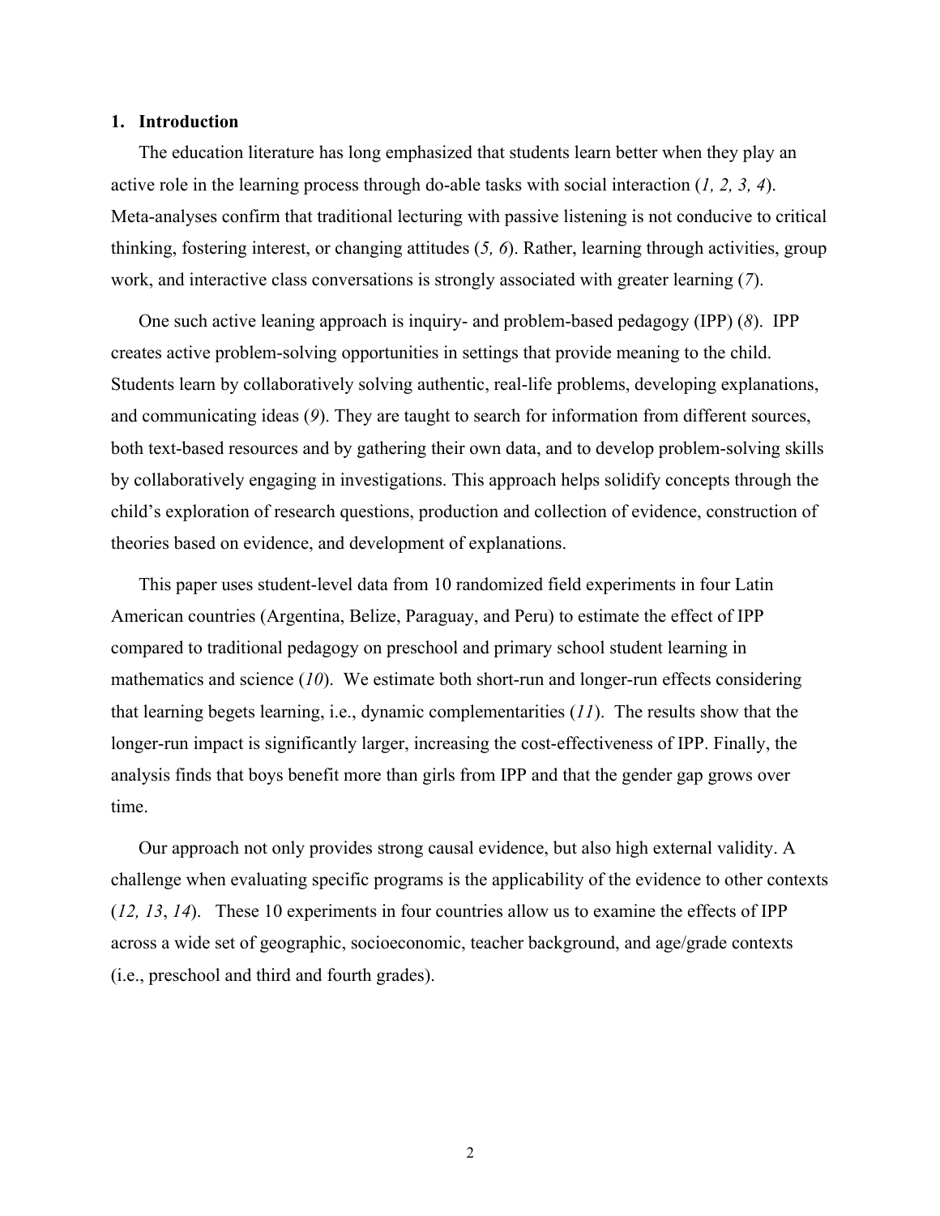## 1. Introduction

The education literature has long emphasized that students learn better when they play an active role in the learning process through do-able tasks with social interaction (*1, 2, 3, 4*). Meta-analyses confirm that traditional lecturing with passive listening is not conducive to critical thinking, fostering interest, or changing attitudes (*5, 6*). Rather, learning through activities, group work, and interactive class conversations is strongly associated with greater learning (*7*).

One such active leaning approach is inquiry- and problem-based pedagogy (IPP) (*8*). IPP creates active problem-solving opportunities in settings that provide meaning to the child. Students learn by collaboratively solving authentic, real-life problems, developing explanations, and communicating ideas (*9*). They are taught to search for information from different sources, both text-based resources and by gathering their own data, and to develop problem-solving skills by collaboratively engaging in investigations. This approach helps solidify concepts through the child's exploration of research questions, production and collection of evidence, construction of theories based on evidence, and development of explanations.

This paper uses student-level data from 10 randomized field experiments in four Latin American countries (Argentina, Belize, Paraguay, and Peru) to estimate the effect of IPP compared to traditional pedagogy on preschool and primary school student learning in mathematics and science (*10*). We estimate both short-run and longer-run effects considering that learning begets learning, i.e., dynamic complementarities (*11*). The results show that the longer-run impact is significantly larger, increasing the cost-effectiveness of IPP. Finally, the analysis finds that boys benefit more than girls from IPP and that the gender gap grows over time.

Our approach not only provides strong causal evidence, but also high external validity. A challenge when evaluating specific programs is the applicability of the evidence to other contexts (*12, 13*, *14*). These 10 experiments in four countries allow us to examine the effects of IPP across a wide set of geographic, socioeconomic, teacher background, and age/grade contexts (i.e., preschool and third and fourth grades).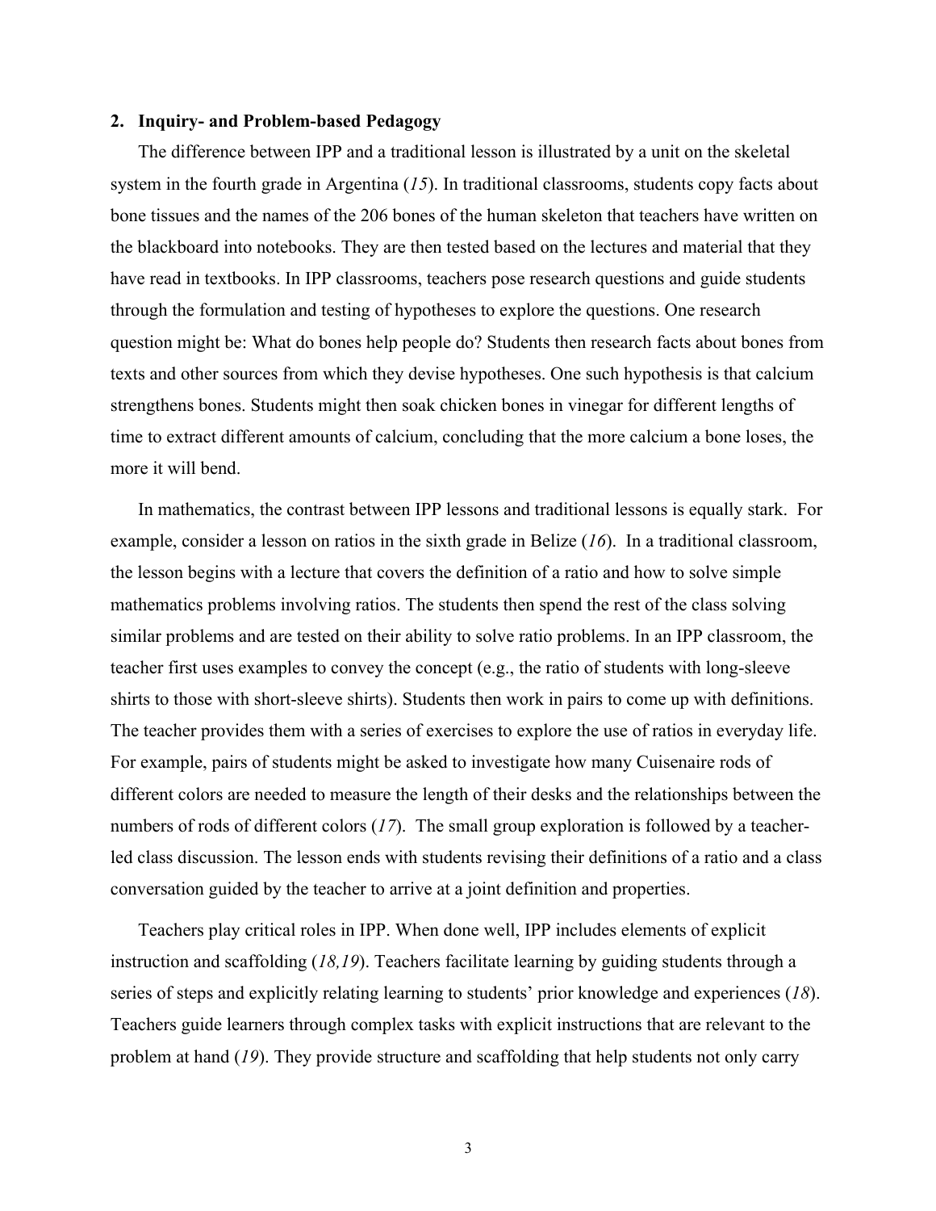## 2. Inquiry- and Problem-based Pedagogy

The difference between IPP and a traditional lesson is illustrated by a unit on the skeletal system in the fourth grade in Argentina (*15*). In traditional classrooms, students copy facts about bone tissues and the names of the 206 bones of the human skeleton that teachers have written on the blackboard into notebooks. They are then tested based on the lectures and material that they have read in textbooks. In IPP classrooms, teachers pose research questions and guide students through the formulation and testing of hypotheses to explore the questions. One research question might be: What do bones help people do? Students then research facts about bones from texts and other sources from which they devise hypotheses. One such hypothesis is that calcium strengthens bones. Students might then soak chicken bones in vinegar for different lengths of time to extract different amounts of calcium, concluding that the more calcium a bone loses, the more it will bend.

In mathematics, the contrast between IPP lessons and traditional lessons is equally stark. For example, consider a lesson on ratios in the sixth grade in Belize (*16*). In a traditional classroom, the lesson begins with a lecture that covers the definition of a ratio and how to solve simple mathematics problems involving ratios. The students then spend the rest of the class solving similar problems and are tested on their ability to solve ratio problems. In an IPP classroom, the teacher first uses examples to convey the concept (e.g., the ratio of students with long-sleeve shirts to those with short-sleeve shirts). Students then work in pairs to come up with definitions. The teacher provides them with a series of exercises to explore the use of ratios in everyday life. For example, pairs of students might be asked to investigate how many Cuisenaire rods of different colors are needed to measure the length of their desks and the relationships between the numbers of rods of different colors (*17*). The small group exploration is followed by a teacher-led class discussion. The lesson ends with students revising their definitions of a ratio and a class conversation guided by the teacher to arrive at a joint definition and properties.

Teachers play critical roles in IPP. When done well, IPP includes elements of explicit instruction and scaffolding (*18,19*). Teachers facilitate learning by guiding students through a series of steps and explicitly relating learning to students' prior knowledge and experiences (*18*). Teachers guide learners through complex tasks with explicit instructions that are relevant to the problem at hand (*19*). They provide structure and scaffolding that help students not only carry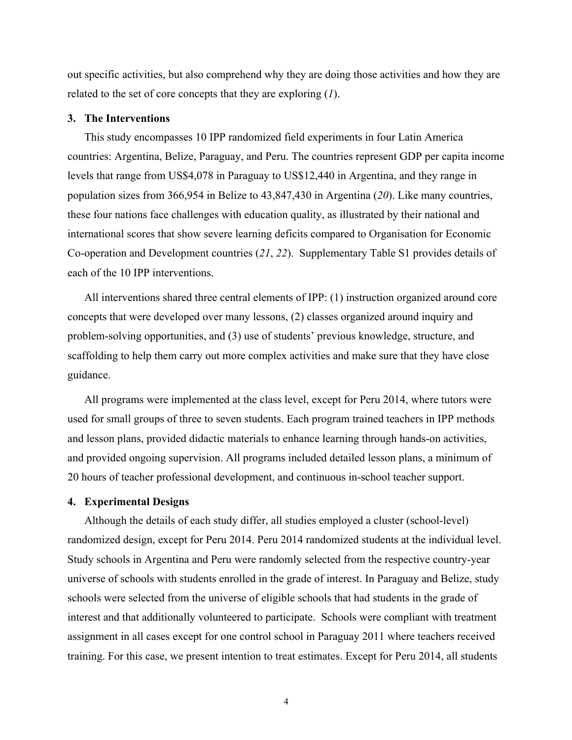out specific activities, but also comprehend why they are doing those activities and how they are related to the set of core concepts that they are exploring (*1*).

## 3. The Interventions

This study encompasses 10 IPP randomized field experiments in four Latin America countries: Argentina, Belize, Paraguay, and Peru. The countries represent GDP per capita income levels that range from US$4,078 in Paraguay to US$12,440 in Argentina, and they range in population sizes from 366,954 in Belize to 43,847,430 in Argentina (*20*). Like many countries, these four nations face challenges with education quality, as illustrated by their national and international scores that show severe learning deficits compared to Organisation for Economic Co-operation and Development countries (*21*, *22*). Supplementary Table S1 provides details of each of the 10 IPP interventions.

All interventions shared three central elements of IPP: (1) instruction organized around core concepts that were developed over many lessons, (2) classes organized around inquiry and problem-solving opportunities, and (3) use of students' previous knowledge, structure, and scaffolding to help them carry out more complex activities and make sure that they have close guidance.

All programs were implemented at the class level, except for Peru 2014, where tutors were used for small groups of three to seven students. Each program trained teachers in IPP methods and lesson plans, provided didactic materials to enhance learning through hands-on activities, and provided ongoing supervision. All programs included detailed lesson plans, a minimum of 20 hours of teacher professional development, and continuous in-school teacher support.

## 4. Experimental Designs

Although the details of each study differ, all studies employed a cluster (school-level) randomized design, except for Peru 2014. Peru 2014 randomized students at the individual level. Study schools in Argentina and Peru were randomly selected from the respective country-year universe of schools with students enrolled in the grade of interest. In Paraguay and Belize, study schools were selected from the universe of eligible schools that had students in the grade of interest and that additionally volunteered to participate. Schools were compliant with treatment assignment in all cases except for one control school in Paraguay 2011 where teachers received training. For this case, we present intention to treat estimates. Except for Peru 2014, all students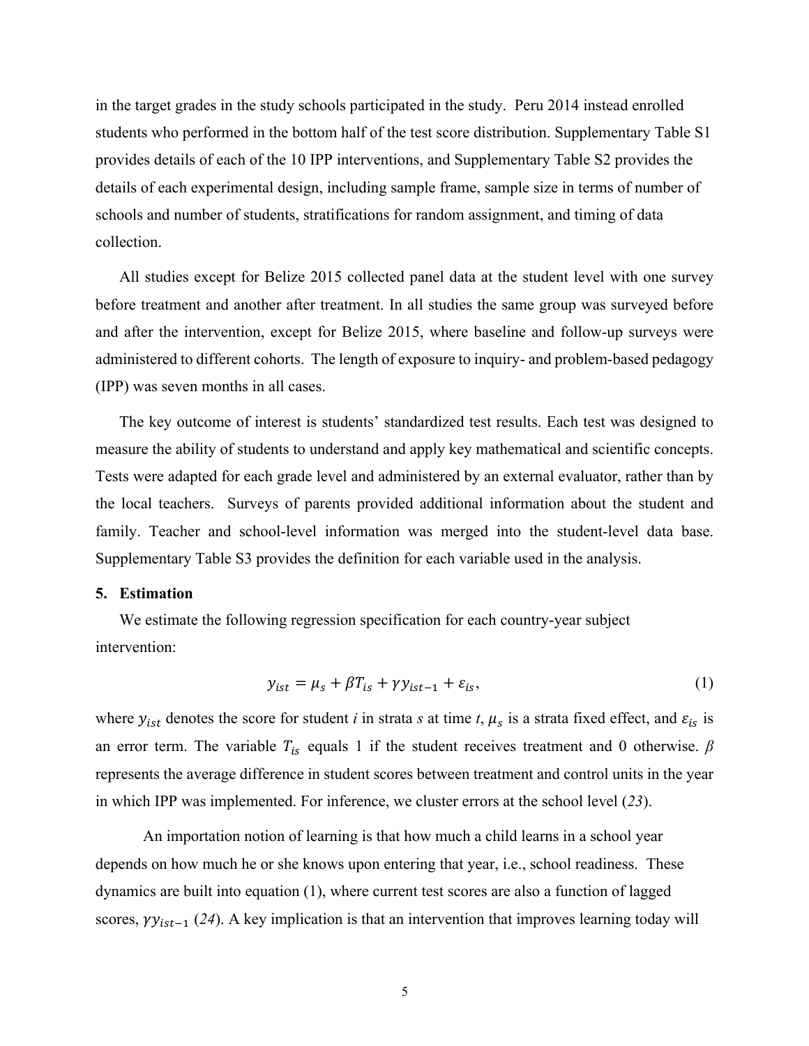in the target grades in the study schools participated in the study. Peru 2014 instead enrolled students who performed in the bottom half of the test score distribution. Supplementary Table S1 provides details of each of the 10 IPP interventions, and Supplementary Table S2 provides the details of each experimental design, including sample frame, sample size in terms of number of schools and number of students, stratifications for random assignment, and timing of data collection.

All studies except for Belize 2015 collected panel data at the student level with one survey before treatment and another after treatment. In all studies the same group was surveyed before and after the intervention, except for Belize 2015, where baseline and follow-up surveys were administered to different cohorts. The length of exposure to inquiry- and problem-based pedagogy (IPP) was seven months in all cases.

The key outcome of interest is students' standardized test results. Each test was designed to measure the ability of students to understand and apply key mathematical and scientific concepts. Tests were adapted for each grade level and administered by an external evaluator, rather than by the local teachers. Surveys of parents provided additional information about the student and family. Teacher and school-level information was merged into the student-level data base. Supplementary Table S3 provides the definition for each variable used in the analysis.

## 5. Estimation

We estimate the following regression specification for each country-year subject intervention:

$$y_{ist} = \mu_s + \beta T_{is} + \gamma y_{ist-1} + \varepsilon_{is}, \tag{1}$$

where $y_{ist}$ denotes the score for student *i* in strata *s* at time *t*, $\mu_s$ is a strata fixed effect, and $\varepsilon_{is}$ is an error term. The variable $T_{is}$ equals 1 if the student receives treatment and 0 otherwise. $\beta$ represents the average difference in student scores between treatment and control units in the year in which IPP was implemented. For inference, we cluster errors at the school level (*23*).

An importation notion of learning is that how much a child learns in a school year depends on how much he or she knows upon entering that year, i.e., school readiness. These dynamics are built into equation (1), where current test scores are also a function of lagged scores, $\gamma y_{ist-1}$ (*24*). A key implication is that an intervention that improves learning today will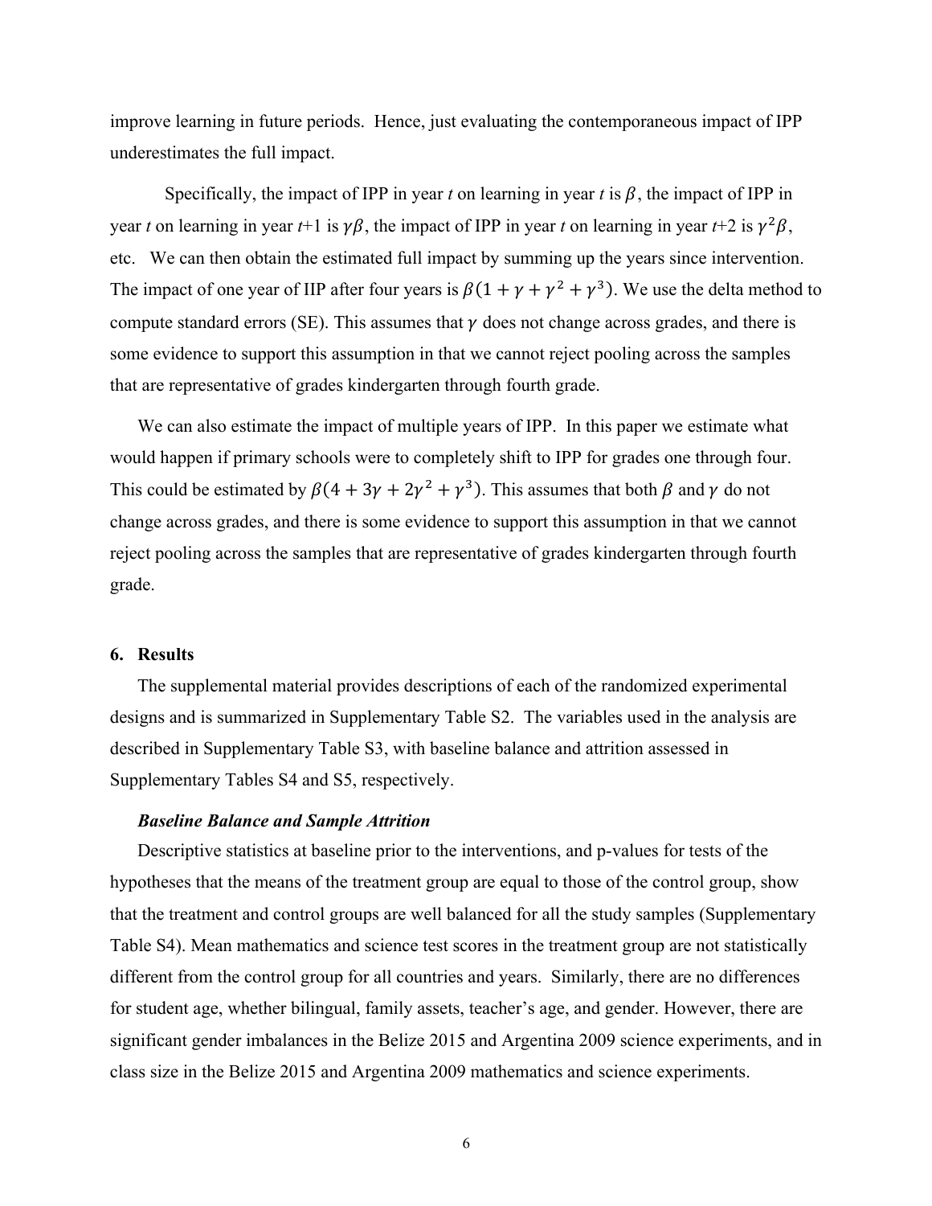improve learning in future periods. Hence, just evaluating the contemporaneous impact of IPP underestimates the full impact.

Specifically, the impact of IPP in year *t* on learning in year *t* is $\beta$, the impact of IPP in year *t* on learning in year *t*+1 is $\gamma\beta$, the impact of IPP in year *t* on learning in year *t*+2 is $\gamma^2\beta$, etc. We can then obtain the estimated full impact by summing up the years since intervention. The impact of one year of IIP after four years is $\beta(1 + \gamma + \gamma^2 + \gamma^3)$. We use the delta method to compute standard errors (SE). This assumes that $\gamma$ does not change across grades, and there is some evidence to support this assumption in that we cannot reject pooling across the samples that are representative of grades kindergarten through fourth grade.

We can also estimate the impact of multiple years of IPP. In this paper we estimate what would happen if primary schools were to completely shift to IPP for grades one through four. This could be estimated by $\beta(4 + 3\gamma + 2\gamma^2 + \gamma^3)$. This assumes that both $\beta$ and $\gamma$ do not change across grades, and there is some evidence to support this assumption in that we cannot reject pooling across the samples that are representative of grades kindergarten through fourth grade.

## 6. Results

The supplemental material provides descriptions of each of the randomized experimental designs and is summarized in Supplementary Table S2. The variables used in the analysis are described in Supplementary Table S3, with baseline balance and attrition assessed in Supplementary Tables S4 and S5, respectively.

### *Baseline Balance and Sample Attrition*

Descriptive statistics at baseline prior to the interventions, and p-values for tests of the hypotheses that the means of the treatment group are equal to those of the control group, show that the treatment and control groups are well balanced for all the study samples (Supplementary Table S4). Mean mathematics and science test scores in the treatment group are not statistically different from the control group for all countries and years. Similarly, there are no differences for student age, whether bilingual, family assets, teacher's age, and gender. However, there are significant gender imbalances in the Belize 2015 and Argentina 2009 science experiments, and in class size in the Belize 2015 and Argentina 2009 mathematics and science experiments.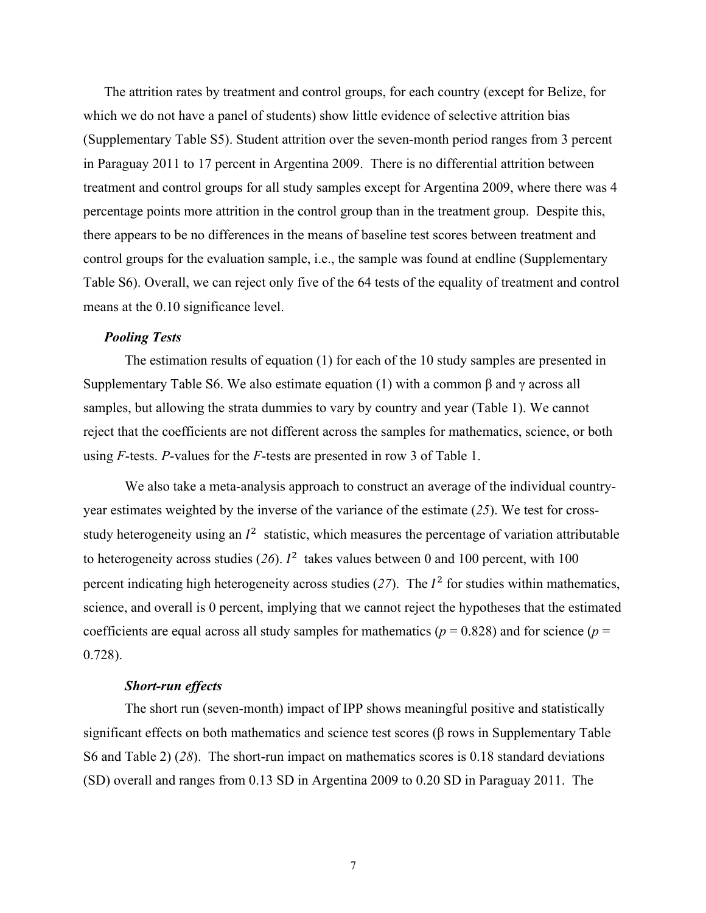The attrition rates by treatment and control groups, for each country (except for Belize, for which we do not have a panel of students) show little evidence of selective attrition bias (Supplementary Table S5). Student attrition over the seven-month period ranges from 3 percent in Paraguay 2011 to 17 percent in Argentina 2009. There is no differential attrition between treatment and control groups for all study samples except for Argentina 2009, where there was 4 percentage points more attrition in the control group than in the treatment group. Despite this, there appears to be no differences in the means of baseline test scores between treatment and control groups for the evaluation sample, i.e., the sample was found at endline (Supplementary Table S6). Overall, we can reject only five of the 64 tests of the equality of treatment and control means at the 0.10 significance level.

***Pooling Tests***

The estimation results of equation (1) for each of the 10 study samples are presented in Supplementary Table S6. We also estimate equation (1) with a common β and γ across all samples, but allowing the strata dummies to vary by country and year (Table 1). We cannot reject that the coefficients are not different across the samples for mathematics, science, or both using *F*-tests. *P*-values for the *F*-tests are presented in row 3 of Table 1.

We also take a meta-analysis approach to construct an average of the individual country-year estimates weighted by the inverse of the variance of the estimate (*25*). We test for cross-study heterogeneity using an $I^2$ statistic, which measures the percentage of variation attributable to heterogeneity across studies (*26*). $I^2$ takes values between 0 and 100 percent, with 100 percent indicating high heterogeneity across studies (*27*). The $I^2$ for studies within mathematics, science, and overall is 0 percent, implying that we cannot reject the hypotheses that the estimated coefficients are equal across all study samples for mathematics ($p$ = 0.828) and for science ($p$ = 0.728).

***Short-run effects***

The short run (seven-month) impact of IPP shows meaningful positive and statistically significant effects on both mathematics and science test scores (β rows in Supplementary Table S6 and Table 2) (*28*). The short-run impact on mathematics scores is 0.18 standard deviations (SD) overall and ranges from 0.13 SD in Argentina 2009 to 0.20 SD in Paraguay 2011. The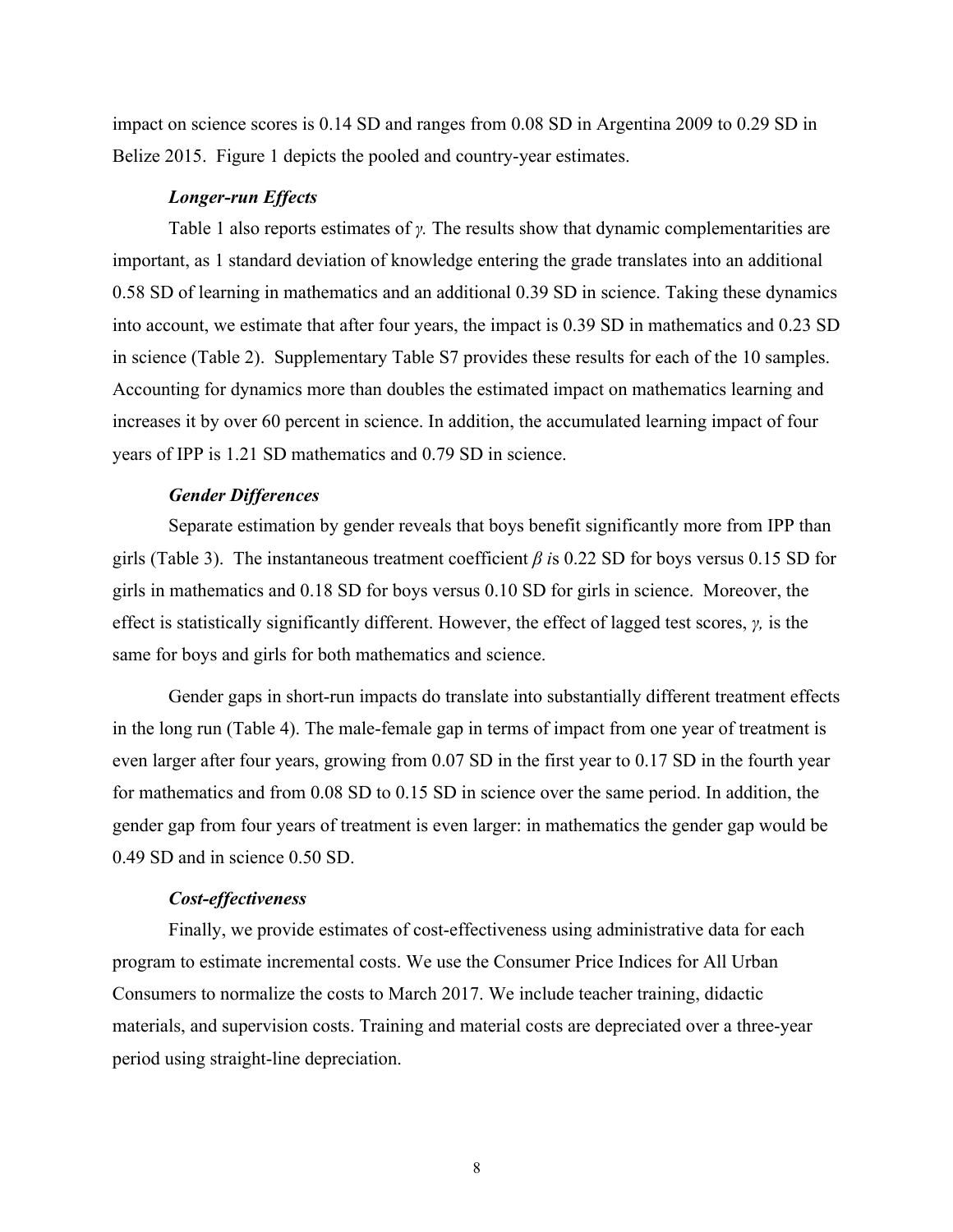impact on science scores is 0.14 SD and ranges from 0.08 SD in Argentina 2009 to 0.29 SD in Belize 2015. Figure 1 depicts the pooled and country-year estimates.

### *Longer-run Effects*

Table 1 also reports estimates of $\gamma$. The results show that dynamic complementarities are important, as 1 standard deviation of knowledge entering the grade translates into an additional 0.58 SD of learning in mathematics and an additional 0.39 SD in science. Taking these dynamics into account, we estimate that after four years, the impact is 0.39 SD in mathematics and 0.23 SD in science (Table 2). Supplementary Table S7 provides these results for each of the 10 samples. Accounting for dynamics more than doubles the estimated impact on mathematics learning and increases it by over 60 percent in science. In addition, the accumulated learning impact of four years of IPP is 1.21 SD mathematics and 0.79 SD in science.

### *Gender Differences*

Separate estimation by gender reveals that boys benefit significantly more from IPP than girls (Table 3). The instantaneous treatment coefficient $\beta$ *i*s 0.22 SD for boys versus 0.15 SD for girls in mathematics and 0.18 SD for boys versus 0.10 SD for girls in science. Moreover, the effect is statistically significantly different. However, the effect of lagged test scores, $\gamma$, is the same for boys and girls for both mathematics and science.

Gender gaps in short-run impacts do translate into substantially different treatment effects in the long run (Table 4). The male-female gap in terms of impact from one year of treatment is even larger after four years, growing from 0.07 SD in the first year to 0.17 SD in the fourth year for mathematics and from 0.08 SD to 0.15 SD in science over the same period. In addition, the gender gap from four years of treatment is even larger: in mathematics the gender gap would be 0.49 SD and in science 0.50 SD.

### *Cost-effectiveness*

Finally, we provide estimates of cost-effectiveness using administrative data for each program to estimate incremental costs. We use the Consumer Price Indices for All Urban Consumers to normalize the costs to March 2017. We include teacher training, didactic materials, and supervision costs. Training and material costs are depreciated over a three-year period using straight-line depreciation.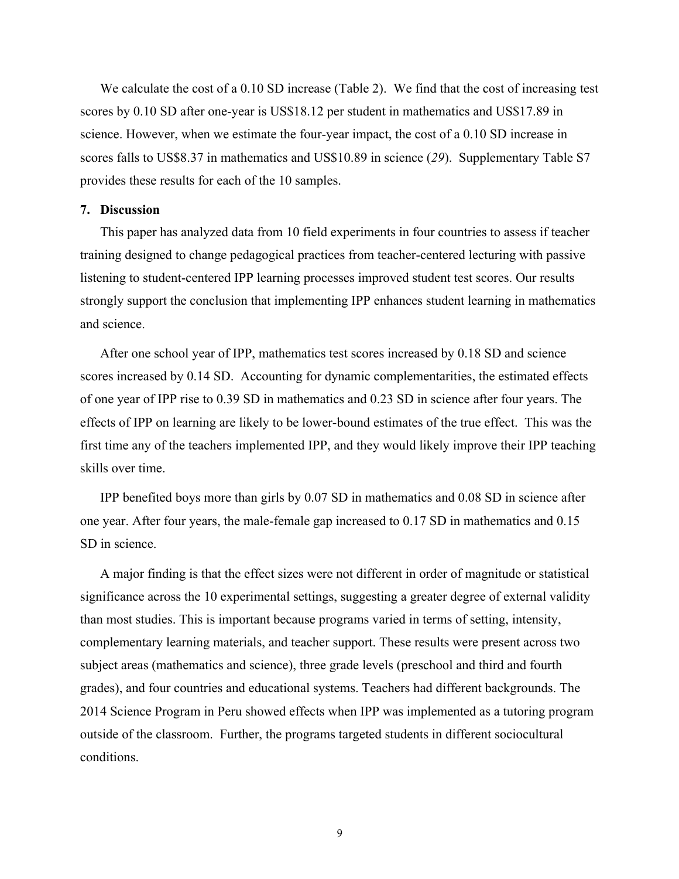We calculate the cost of a 0.10 SD increase (Table 2). We find that the cost of increasing test scores by 0.10 SD after one-year is US$18.12 per student in mathematics and US$17.89 in science. However, when we estimate the four-year impact, the cost of a 0.10 SD increase in scores falls to US$8.37 in mathematics and US$10.89 in science (*29*). Supplementary Table S7 provides these results for each of the 10 samples.

## 7. Discussion

This paper has analyzed data from 10 field experiments in four countries to assess if teacher training designed to change pedagogical practices from teacher-centered lecturing with passive listening to student-centered IPP learning processes improved student test scores. Our results strongly support the conclusion that implementing IPP enhances student learning in mathematics and science.

After one school year of IPP, mathematics test scores increased by 0.18 SD and science scores increased by 0.14 SD. Accounting for dynamic complementarities, the estimated effects of one year of IPP rise to 0.39 SD in mathematics and 0.23 SD in science after four years. The effects of IPP on learning are likely to be lower-bound estimates of the true effect. This was the first time any of the teachers implemented IPP, and they would likely improve their IPP teaching skills over time.

IPP benefited boys more than girls by 0.07 SD in mathematics and 0.08 SD in science after one year. After four years, the male-female gap increased to 0.17 SD in mathematics and 0.15 SD in science.

A major finding is that the effect sizes were not different in order of magnitude or statistical significance across the 10 experimental settings, suggesting a greater degree of external validity than most studies. This is important because programs varied in terms of setting, intensity, complementary learning materials, and teacher support. These results were present across two subject areas (mathematics and science), three grade levels (preschool and third and fourth grades), and four countries and educational systems. Teachers had different backgrounds. The 2014 Science Program in Peru showed effects when IPP was implemented as a tutoring program outside of the classroom. Further, the programs targeted students in different sociocultural conditions.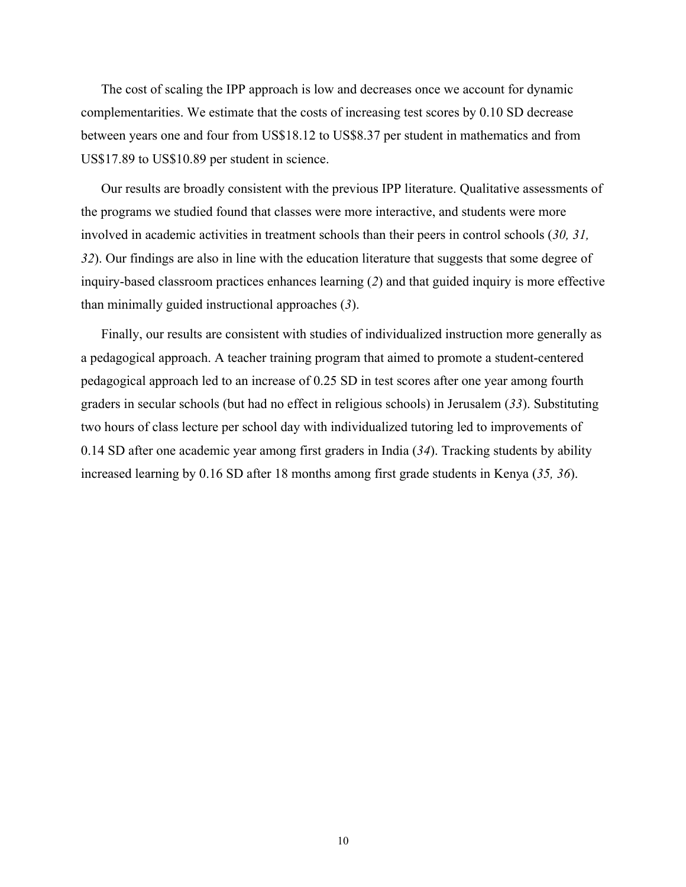The cost of scaling the IPP approach is low and decreases once we account for dynamic complementarities. We estimate that the costs of increasing test scores by 0.10 SD decrease between years one and four from US$18.12 to US$8.37 per student in mathematics and from US$17.89 to US$10.89 per student in science.

Our results are broadly consistent with the previous IPP literature. Qualitative assessments of the programs we studied found that classes were more interactive, and students were more involved in academic activities in treatment schools than their peers in control schools (*30, 31, 32*). Our findings are also in line with the education literature that suggests that some degree of inquiry-based classroom practices enhances learning (*2*) and that guided inquiry is more effective than minimally guided instructional approaches (*3*).

Finally, our results are consistent with studies of individualized instruction more generally as a pedagogical approach. A teacher training program that aimed to promote a student-centered pedagogical approach led to an increase of 0.25 SD in test scores after one year among fourth graders in secular schools (but had no effect in religious schools) in Jerusalem (*33*). Substituting two hours of class lecture per school day with individualized tutoring led to improvements of 0.14 SD after one academic year among first graders in India (*34*). Tracking students by ability increased learning by 0.16 SD after 18 months among first grade students in Kenya (*35, 36*).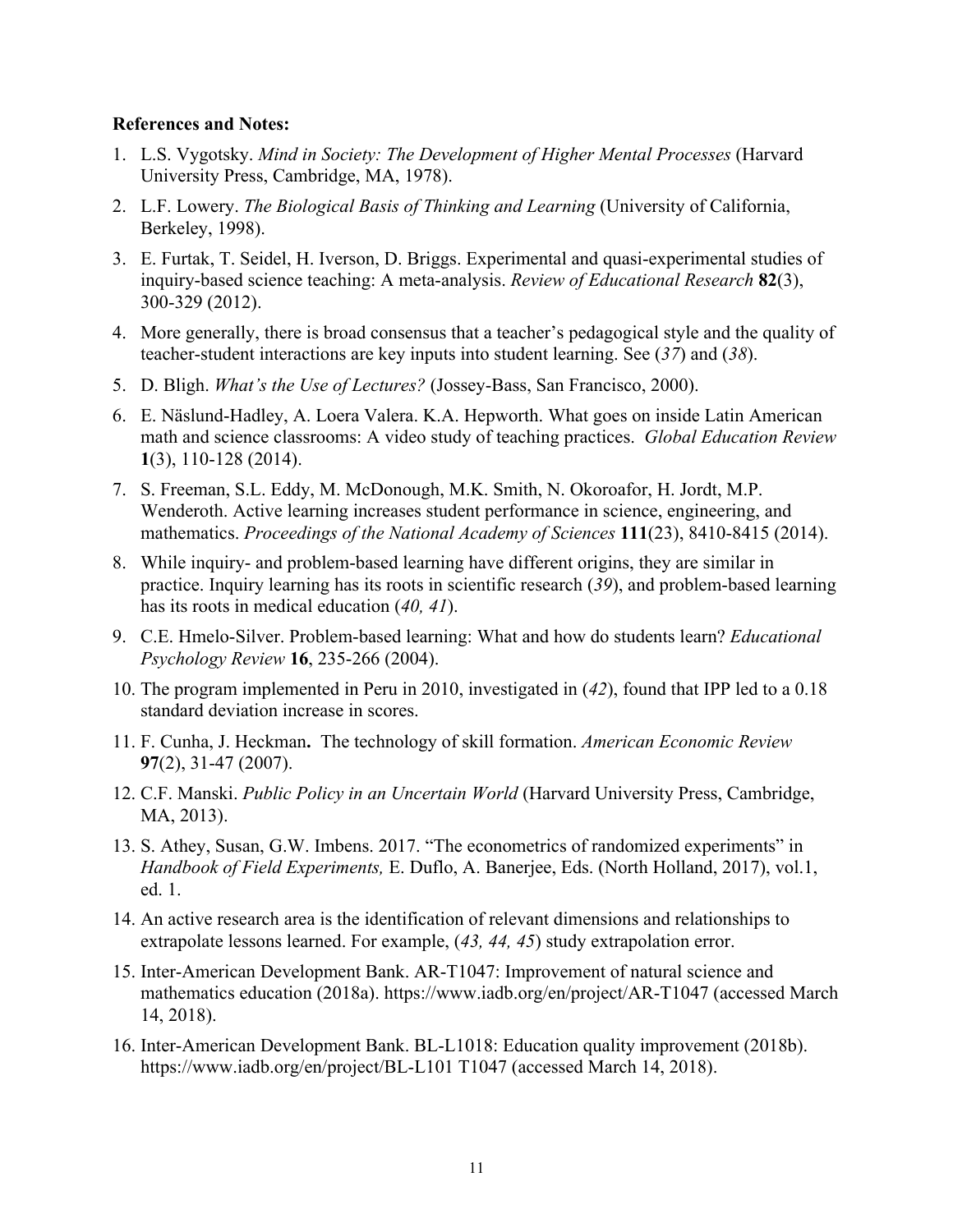**References and Notes:**

1. L.S. Vygotsky. *Mind in Society: The Development of Higher Mental Processes* (Harvard University Press, Cambridge, MA, 1978).
2. L.F. Lowery. *The Biological Basis of Thinking and Learning* (University of California, Berkeley, 1998).
3. E. Furtak, T. Seidel, H. Iverson, D. Briggs. Experimental and quasi-experimental studies of inquiry-based science teaching: A meta-analysis. *Review of Educational Research* **82**(3), 300-329 (2012).
4. More generally, there is broad consensus that a teacher's pedagogical style and the quality of teacher-student interactions are key inputs into student learning. See (*37*) and (*38*).
5. D. Bligh. *What's the Use of Lectures?* (Jossey-Bass, San Francisco, 2000).
6. E. Näslund-Hadley, A. Loera Valera. K.A. Hepworth. What goes on inside Latin American math and science classrooms: A video study of teaching practices. *Global Education Review* **1**(3), 110-128 (2014).
7. S. Freeman, S.L. Eddy, M. McDonough, M.K. Smith, N. Okoroafor, H. Jordt, M.P. Wenderoth. Active learning increases student performance in science, engineering, and mathematics. *Proceedings of the National Academy of Sciences* **111**(23), 8410-8415 (2014).
8. While inquiry- and problem-based learning have different origins, they are similar in practice. Inquiry learning has its roots in scientific research (*39*), and problem-based learning has its roots in medical education (*40, 41*).
9. C.E. Hmelo-Silver. Problem-based learning: What and how do students learn? *Educational Psychology Review* **16**, 235-266 (2004).
10. The program implemented in Peru in 2010, investigated in (*42*), found that IPP led to a 0.18 standard deviation increase in scores.
11. F. Cunha, J. Heckman**.** The technology of skill formation. *American Economic Review* **97**(2), 31-47 (2007).
12. C.F. Manski. *Public Policy in an Uncertain World* (Harvard University Press, Cambridge, MA, 2013).
13. S. Athey, Susan, G.W. Imbens. 2017. "The econometrics of randomized experiments" in *Handbook of Field Experiments,* E. Duflo, A. Banerjee, Eds. (North Holland, 2017), vol.1, ed. 1.
14. An active research area is the identification of relevant dimensions and relationships to extrapolate lessons learned. For example, (*43, 44, 45*) study extrapolation error.
15. Inter-American Development Bank. AR-T1047: Improvement of natural science and mathematics education (2018a). https://www.iadb.org/en/project/AR-T1047 (accessed March 14, 2018).
16. Inter-American Development Bank. BL-L1018: Education quality improvement (2018b). https://www.iadb.org/en/project/BL-L101 T1047 (accessed March 14, 2018).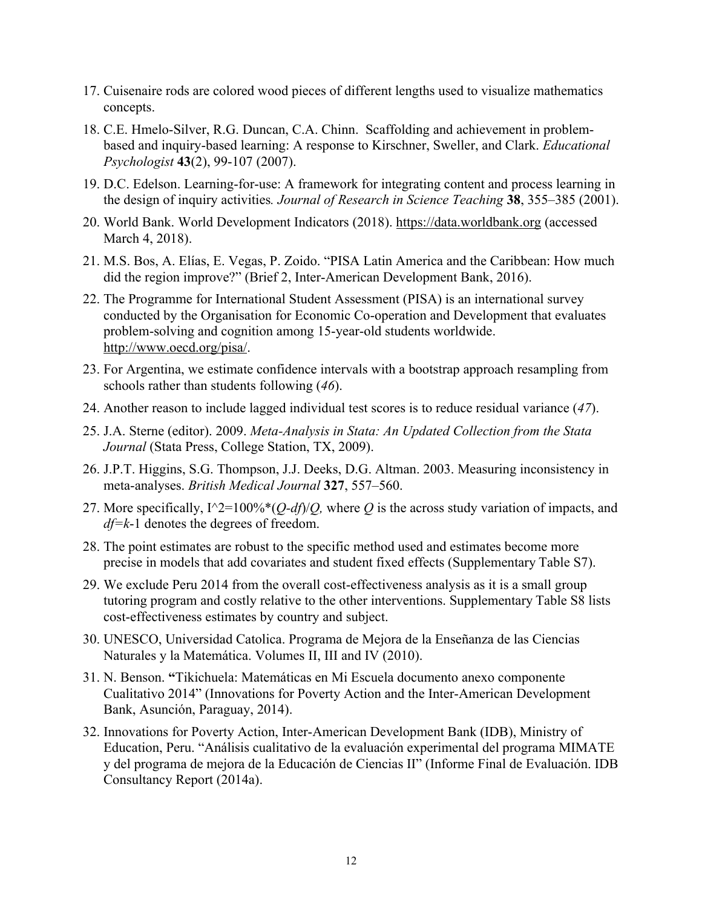17. Cuisenaire rods are colored wood pieces of different lengths used to visualize mathematics concepts.
18. C.E. Hmelo-Silver, R.G. Duncan, C.A. Chinn. Scaffolding and achievement in problem-based and inquiry-based learning: A response to Kirschner, Sweller, and Clark. *Educational Psychologist* **43**(2), 99-107 (2007).
19. D.C. Edelson. Learning-for-use: A framework for integrating content and process learning in the design of inquiry activities. *Journal of Research in Science Teaching* **38**, 355–385 (2001).
20. World Bank. World Development Indicators (2018). https://data.worldbank.org (accessed March 4, 2018).
21. M.S. Bos, A. Elías, E. Vegas, P. Zoido. "PISA Latin America and the Caribbean: How much did the region improve?" (Brief 2, Inter-American Development Bank, 2016).
22. The Programme for International Student Assessment (PISA) is an international survey conducted by the Organisation for Economic Co-operation and Development that evaluates problem-solving and cognition among 15-year-old students worldwide. http://www.oecd.org/pisa/.
23. For Argentina, we estimate confidence intervals with a bootstrap approach resampling from schools rather than students following (*46*).
24. Another reason to include lagged individual test scores is to reduce residual variance (*47*).
25. J.A. Sterne (editor). 2009. *Meta-Analysis in Stata: An Updated Collection from the Stata Journal* (Stata Press, College Station, TX, 2009).
26. J.P.T. Higgins, S.G. Thompson, J.J. Deeks, D.G. Altman. 2003. Measuring inconsistency in meta-analyses. *British Medical Journal* **327**, 557–560.
27. More specifically, $I^2=100\%*(Q-df)/Q$, where $Q$ is the across study variation of impacts, and $df=k-1$ denotes the degrees of freedom.
28. The point estimates are robust to the specific method used and estimates become more precise in models that add covariates and student fixed effects (Supplementary Table S7).
29. We exclude Peru 2014 from the overall cost-effectiveness analysis as it is a small group tutoring program and costly relative to the other interventions. Supplementary Table S8 lists cost-effectiveness estimates by country and subject.
30. UNESCO, Universidad Catolica. Programa de Mejora de la Enseñanza de las Ciencias Naturales y la Matemática. Volumes II, III and IV (2010).
31. N. Benson. **"**Tikichuela: Matemáticas en Mi Escuela documento anexo componente Cualitativo 2014" (Innovations for Poverty Action and the Inter-American Development Bank, Asunción, Paraguay, 2014).
32. Innovations for Poverty Action, Inter-American Development Bank (IDB), Ministry of Education, Peru. "Análisis cualitativo de la evaluación experimental del programa MIMATE y del programa de mejora de la Educación de Ciencias II" (Informe Final de Evaluación. IDB Consultancy Report (2014a).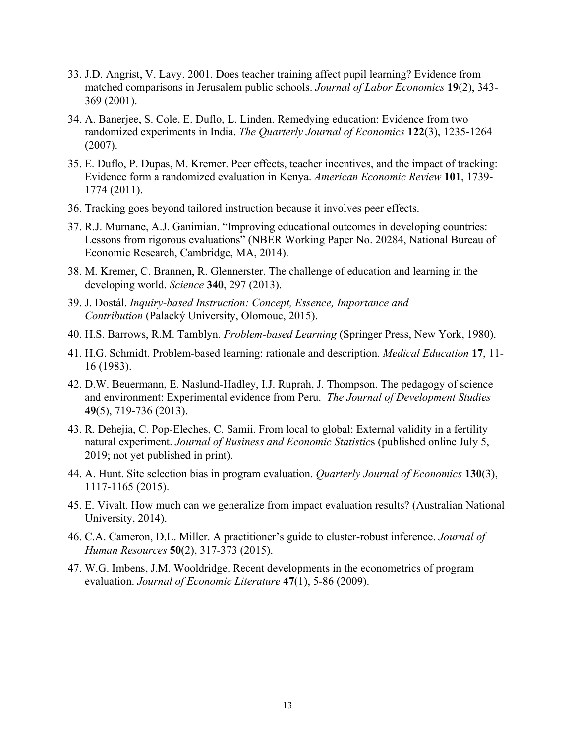33. J.D. Angrist, V. Lavy. 2001. Does teacher training affect pupil learning? Evidence from matched comparisons in Jerusalem public schools. *Journal of Labor Economics* **19**(2), 343-369 (2001).

34. A. Banerjee, S. Cole, E. Duflo, L. Linden. Remedying education: Evidence from two randomized experiments in India. *The Quarterly Journal of Economics* **122**(3), 1235-1264 (2007).

35. E. Duflo, P. Dupas, M. Kremer. Peer effects, teacher incentives, and the impact of tracking: Evidence form a randomized evaluation in Kenya. *American Economic Review* **101**, 1739-1774 (2011).

36. Tracking goes beyond tailored instruction because it involves peer effects.

37. R.J. Murnane, A.J. Ganimian. "Improving educational outcomes in developing countries: Lessons from rigorous evaluations" (NBER Working Paper No. 20284, National Bureau of Economic Research, Cambridge, MA, 2014).

38. M. Kremer, C. Brannen, R. Glennerster. The challenge of education and learning in the developing world. *Science* **340**, 297 (2013).

39. J. Dostál. *Inquiry-based Instruction: Concept, Essence, Importance and Contribution* (Palacký University, Olomouc, 2015).

40. H.S. Barrows, R.M. Tamblyn. *Problem-based Learning* (Springer Press, New York, 1980).

41. H.G. Schmidt. Problem-based learning: rationale and description. *Medical Education* **17**, 11-16 (1983).

42. D.W. Beuermann, E. Naslund-Hadley, I.J. Ruprah, J. Thompson. The pedagogy of science and environment: Experimental evidence from Peru. *The Journal of Development Studies* **49**(5), 719-736 (2013).

43. R. Dehejia, C. Pop-Eleches, C. Samii. From local to global: External validity in a fertility natural experiment. *Journal of Business and Economic Statistic*s (published online July 5, 2019; not yet published in print).

44. A. Hunt. Site selection bias in program evaluation. *Quarterly Journal of Economics* **130**(3), 1117-1165 (2015).

45. E. Vivalt. How much can we generalize from impact evaluation results? (Australian National University, 2014).

46. C.A. Cameron, D.L. Miller. A practitioner's guide to cluster-robust inference. *Journal of Human Resources* **50**(2), 317-373 (2015).

47. W.G. Imbens, J.M. Wooldridge. Recent developments in the econometrics of program evaluation. *Journal of Economic Literature* **47**(1), 5-86 (2009).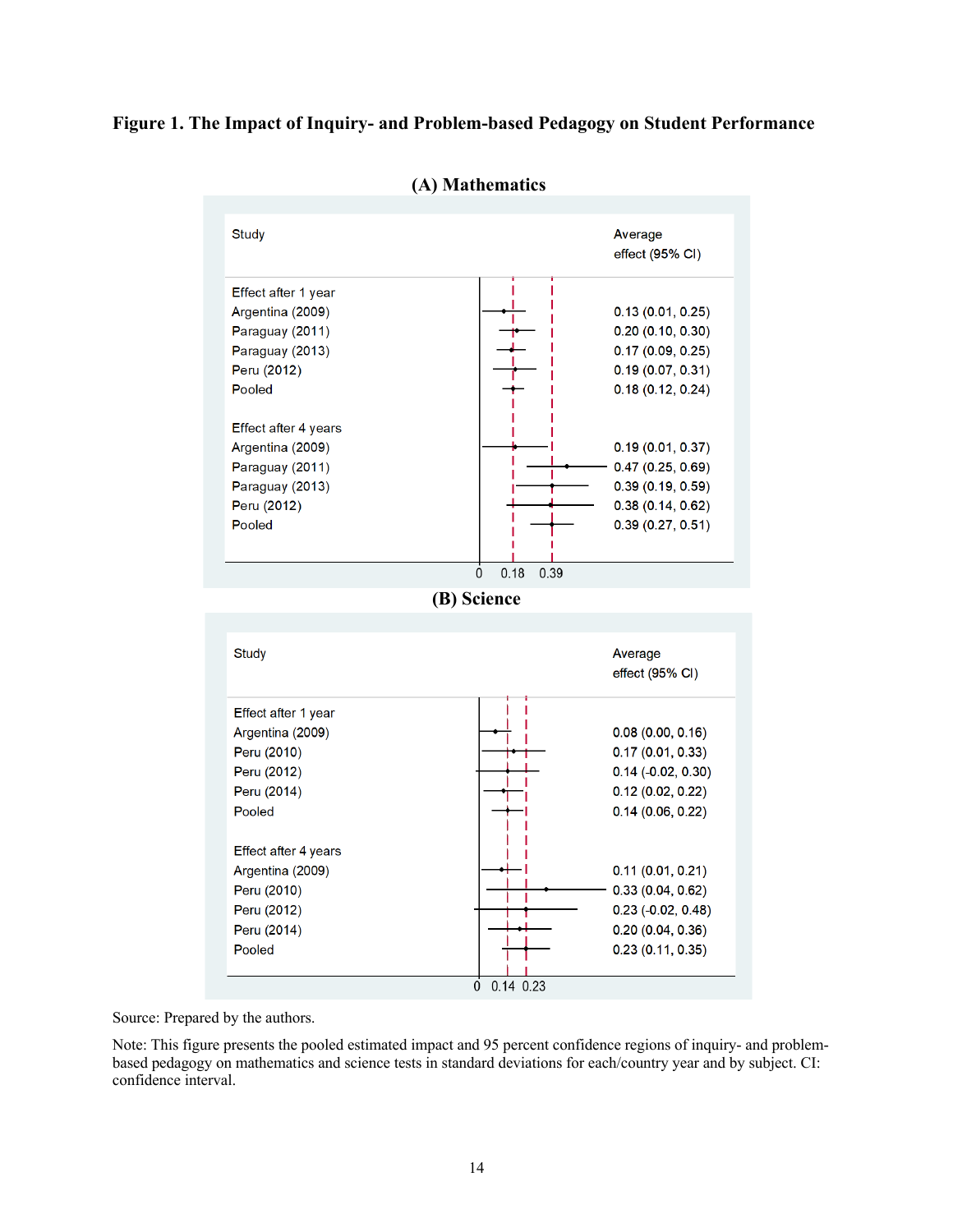**Figure 1. The Impact of Inquiry- and Problem-based Pedagogy on Student Performance**

**(A) Mathematics**

| Study | Average effect (95% CI) |
|---|---|
| *Effect after 1 year* | |
| Argentina (2009) | 0.13 (0.01, 0.25) |
| Paraguay (2011) | 0.20 (0.10, 0.30) |
| Paraguay (2013) | 0.17 (0.09, 0.25) |
| Peru (2012) | 0.19 (0.07, 0.31) |
| Pooled | 0.18 (0.12, 0.24) |
| *Effect after 4 years* | |
| Argentina (2009) | 0.19 (0.01, 0.37) |
| Paraguay (2011) | 0.47 (0.25, 0.69) |
| Paraguay (2013) | 0.39 (0.19, 0.59) |
| Peru (2012) | 0.38 (0.14, 0.62) |
| Pooled | 0.39 (0.27, 0.51) |

**(B) Science**

| Study | Average effect (95% CI) |
|---|---|
| *Effect after 1 year* | |
| Argentina (2009) | 0.08 (0.00, 0.16) |
| Peru (2010) | 0.17 (0.01, 0.33) |
| Peru (2012) | 0.14 (-0.02, 0.30) |
| Peru (2014) | 0.12 (0.02, 0.22) |
| Pooled | 0.14 (0.06, 0.22) |
| *Effect after 4 years* | |
| Argentina (2009) | 0.11 (0.01, 0.21) |
| Peru (2010) | 0.33 (0.04, 0.62) |
| Peru (2012) | 0.23 (-0.02, 0.48) |
| Peru (2014) | 0.20 (0.04, 0.36) |
| Pooled | 0.23 (0.11, 0.35) |

Source: Prepared by the authors.

Note: This figure presents the pooled estimated impact and 95 percent confidence regions of inquiry- and problem-based pedagogy on mathematics and science tests in standard deviations for each/country year and by subject. CI: confidence interval.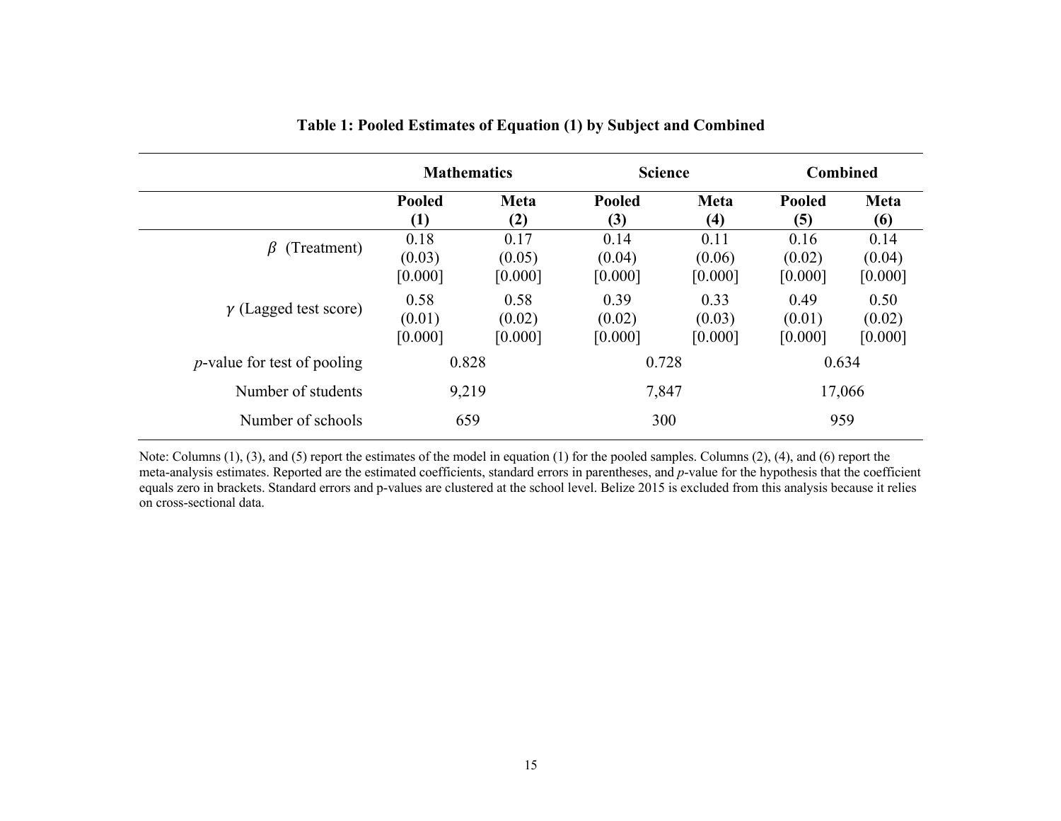**Table 1: Pooled Estimates of Equation (1) by Subject and Combined**

| | Mathematics | | Science | | Combined | |
|---|---|---|---|---|---|---|
| | **Pooled (1)** | **Meta (2)** | **Pooled (3)** | **Meta (4)** | **Pooled (5)** | **Meta (6)** |
| $\beta$ (Treatment) | 0.18 | 0.17 | 0.14 | 0.11 | 0.16 | 0.14 |
| | (0.03) | (0.05) | (0.04) | (0.06) | (0.02) | (0.04) |
| | [0.000] | [0.000] | [0.000] | [0.000] | [0.000] | [0.000] |
| $\gamma$ (Lagged test score) | 0.58 | 0.58 | 0.39 | 0.33 | 0.49 | 0.50 |
| | (0.01) | (0.02) | (0.02) | (0.03) | (0.01) | (0.02) |
| | [0.000] | [0.000] | [0.000] | [0.000] | [0.000] | [0.000] |
| *p*-value for test of pooling | 0.828 | | 0.728 | | 0.634 | |
| Number of students | 9,219 | | 7,847 | | 17,066 | |
| Number of schools | 659 | | 300 | | 959 | |

Note: Columns (1), (3), and (5) report the estimates of the model in equation (1) for the pooled samples. Columns (2), (4), and (6) report the meta-analysis estimates. Reported are the estimated coefficients, standard errors in parentheses, and *p*-value for the hypothesis that the coefficient equals zero in brackets. Standard errors and p-values are clustered at the school level. Belize 2015 is excluded from this analysis because it relies on cross-sectional data.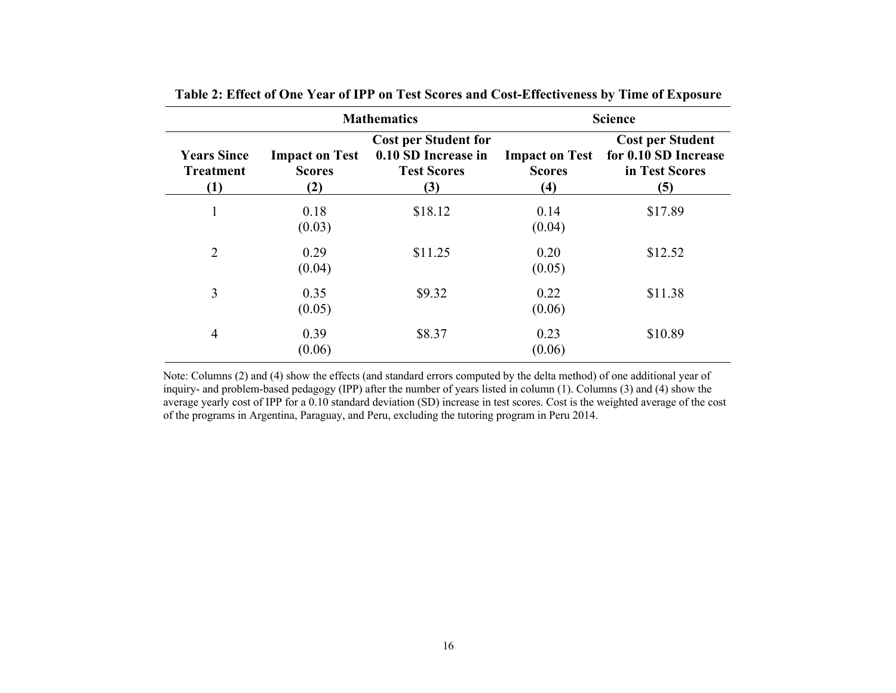**Table 2: Effect of One Year of IPP on Test Scores and Cost-Effectiveness by Time of Exposure**

| | Mathematics | | Science | |
|---|---|---|---|---|
| **Years Since Treatment (1)** | **Impact on Test Scores (2)** | **Cost per Student for 0.10 SD Increase in Test Scores (3)** | **Impact on Test Scores (4)** | **Cost per Student for 0.10 SD Increase in Test Scores (5)** |
| 1 | 0.18 (0.03) | $18.12 | 0.14 (0.04) | $17.89 |
| 2 | 0.29 (0.04) | $11.25 | 0.20 (0.05) | $12.52 |
| 3 | 0.35 (0.05) | $9.32 | 0.22 (0.06) | $11.38 |
| 4 | 0.39 (0.06) | $8.37 | 0.23 (0.06) | $10.89 |

Note: Columns (2) and (4) show the effects (and standard errors computed by the delta method) of one additional year of inquiry- and problem-based pedagogy (IPP) after the number of years listed in column (1). Columns (3) and (4) show the average yearly cost of IPP for a 0.10 standard deviation (SD) increase in test scores. Cost is the weighted average of the cost of the programs in Argentina, Paraguay, and Peru, excluding the tutoring program in Peru 2014.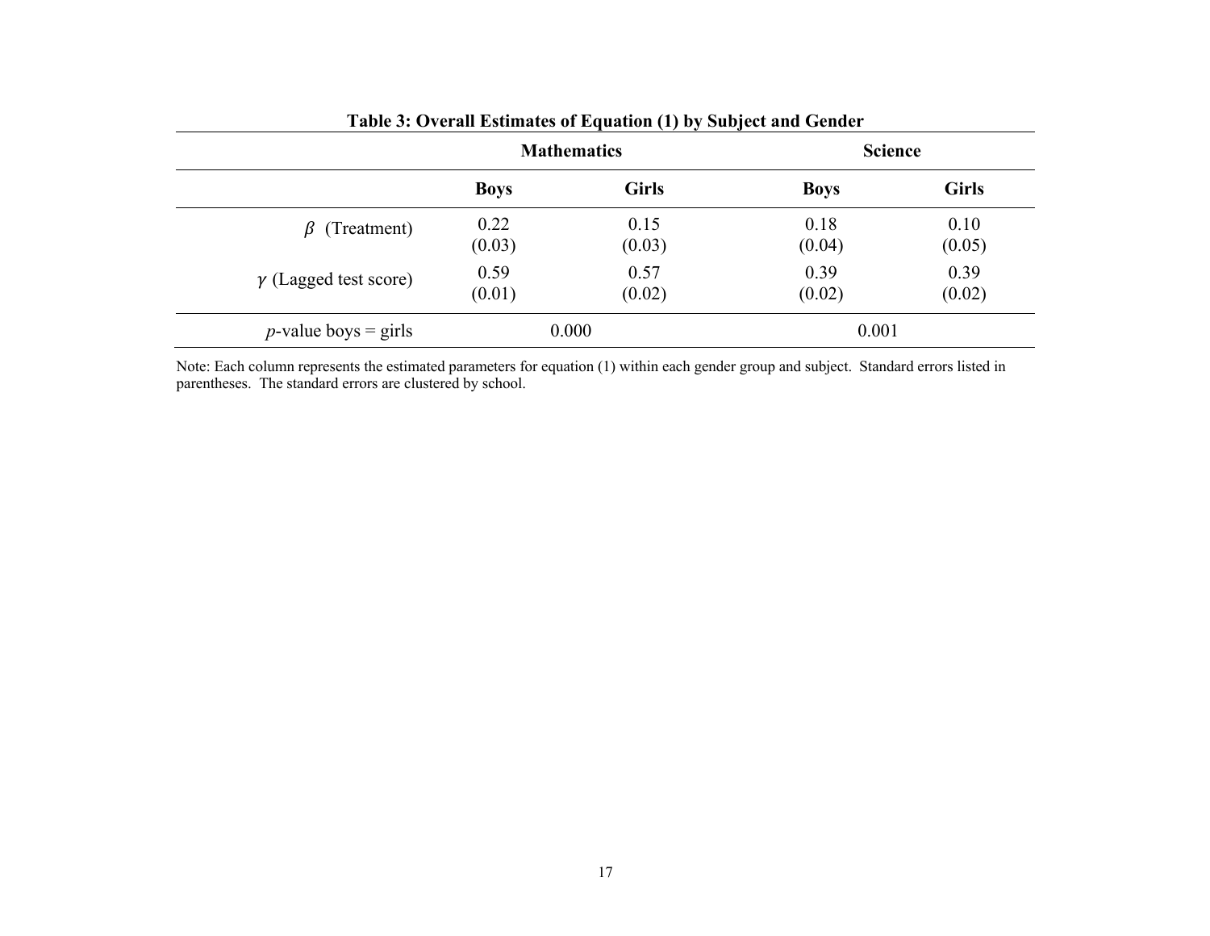**Table 3: Overall Estimates of Equation (1) by Subject and Gender**

| | Mathematics | | Science | |
|---|---|---|---|---|
| | **Boys** | **Girls** | **Boys** | **Girls** |
| $\beta$ (Treatment) | 0.22<br>(0.03) | 0.15<br>(0.03) | 0.18<br>(0.04) | 0.10<br>(0.05) |
| $\gamma$ (Lagged test score) | 0.59<br>(0.01) | 0.57<br>(0.02) | 0.39<br>(0.02) | 0.39<br>(0.02) |
| $p$-value boys = girls | 0.000 | | 0.001 | |

Note: Each column represents the estimated parameters for equation (1) within each gender group and subject. Standard errors listed in parentheses. The standard errors are clustered by school.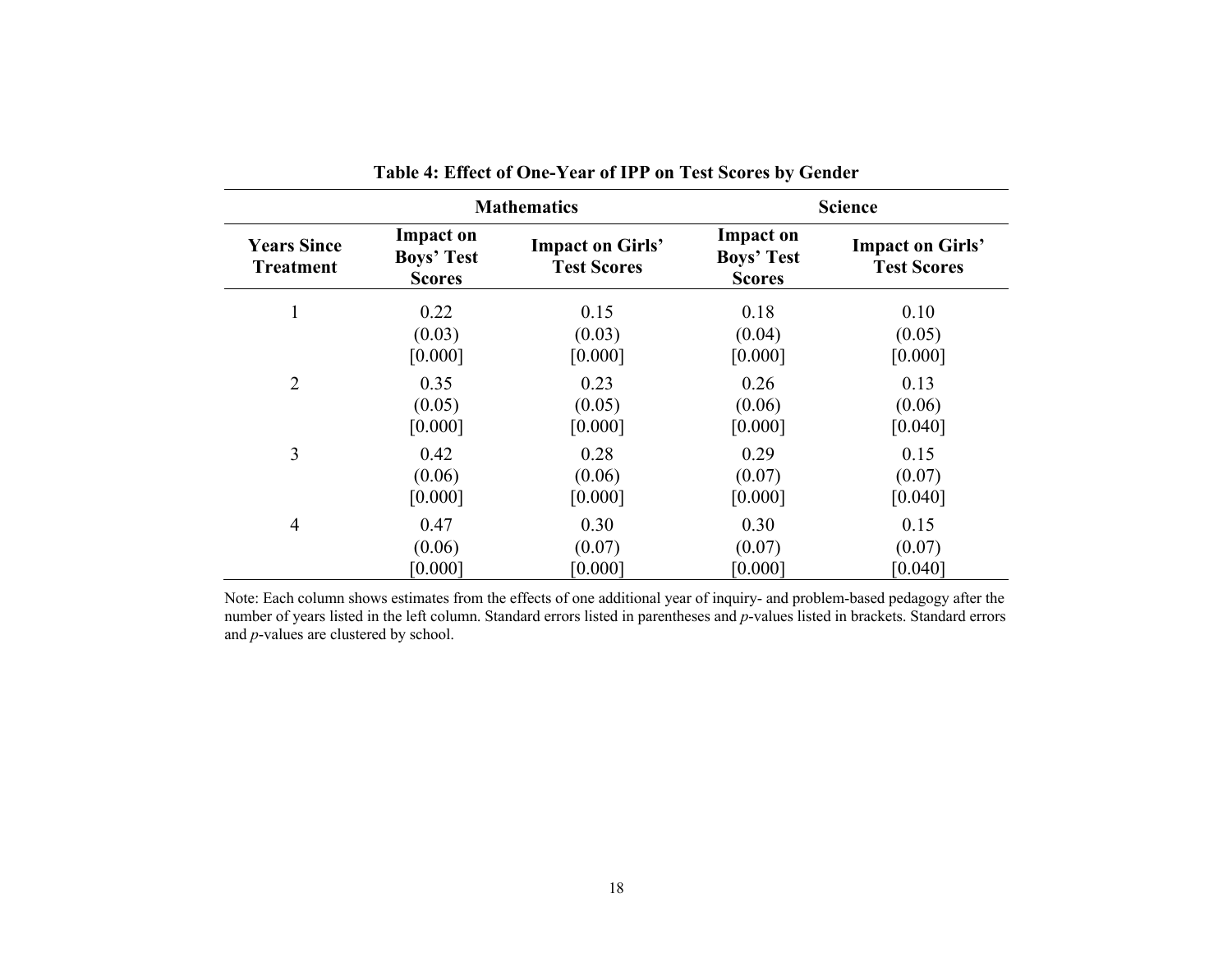**Table 4: Effect of One-Year of IPP on Test Scores by Gender**

| | Mathematics | | Science | |
|---|---|---|---|---|
| **Years Since Treatment** | **Impact on Boys' Test Scores** | **Impact on Girls' Test Scores** | **Impact on Boys' Test Scores** | **Impact on Girls' Test Scores** |
| 1 | 0.22<br>(0.03)<br>[0.000] | 0.15<br>(0.03)<br>[0.000] | 0.18<br>(0.04)<br>[0.000] | 0.10<br>(0.05)<br>[0.000] |
| 2 | 0.35<br>(0.05)<br>[0.000] | 0.23<br>(0.05)<br>[0.000] | 0.26<br>(0.06)<br>[0.000] | 0.13<br>(0.06)<br>[0.040] |
| 3 | 0.42<br>(0.06)<br>[0.000] | 0.28<br>(0.06)<br>[0.000] | 0.29<br>(0.07)<br>[0.000] | 0.15<br>(0.07)<br>[0.040] |
| 4 | 0.47<br>(0.06)<br>[0.000] | 0.30<br>(0.07)<br>[0.000] | 0.30<br>(0.07)<br>[0.000] | 0.15<br>(0.07)<br>[0.040] |

Note: Each column shows estimates from the effects of one additional year of inquiry- and problem-based pedagogy after the number of years listed in the left column. Standard errors listed in parentheses and *p*-values listed in brackets. Standard errors and *p*-values are clustered by school.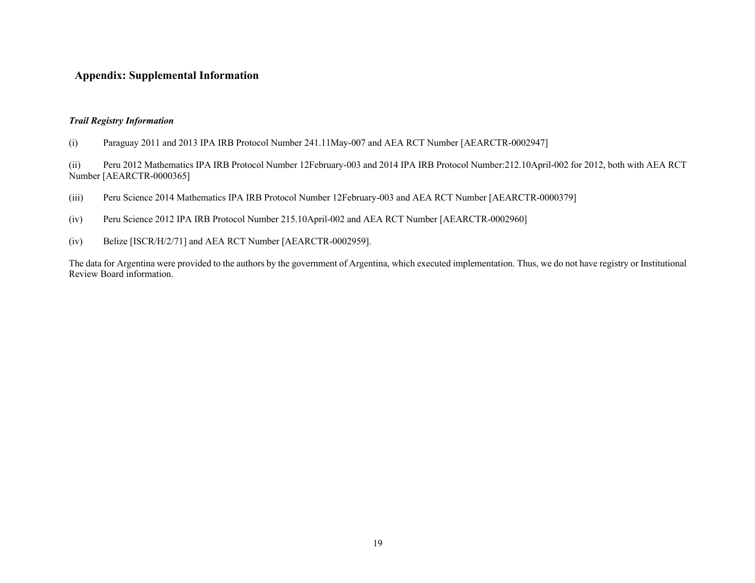## Appendix: Supplemental Information

***Trail Registry Information***

(i) Paraguay 2011 and 2013 IPA IRB Protocol Number 241.11May-007 and AEA RCT Number [AEARCTR-0002947]

(ii) Peru 2012 Mathematics IPA IRB Protocol Number 12February-003 and 2014 IPA IRB Protocol Number:212.10April-002 for 2012, both with AEA RCT Number [AEARCTR-0000365]

(iii) Peru Science 2014 Mathematics IPA IRB Protocol Number 12February-003 and AEA RCT Number [AEARCTR-0000379]

(iv) Peru Science 2012 IPA IRB Protocol Number 215.10April-002 and AEA RCT Number [AEARCTR-0002960]

(iv) Belize [ISCR/H/2/71] and AEA RCT Number [AEARCTR-0002959].

The data for Argentina were provided to the authors by the government of Argentina, which executed implementation. Thus, we do not have registry or Institutional Review Board information.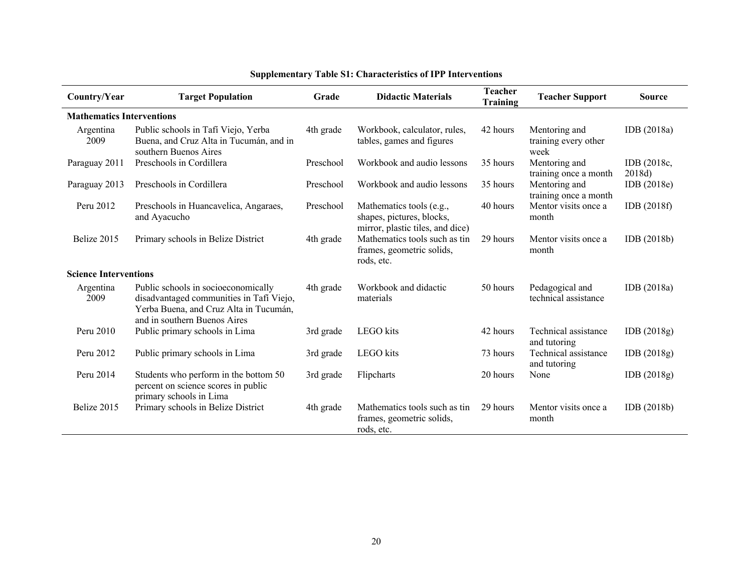**Supplementary Table S1: Characteristics of IPP Interventions**

| Country/Year | Target Population | Grade | Didactic Materials | Teacher Training | Teacher Support | Source |
|---|---|---|---|---|---|---|
| **Mathematics Interventions** | | | | | | |
| Argentina 2009 | Public schools in Tafí Viejo, Yerba Buena, and Cruz Alta in Tucumán, and in southern Buenos Aires | 4th grade | Workbook, calculator, rules, tables, games and figures | 42 hours | Mentoring and training every other week | IDB (2018a) |
| Paraguay 2011 | Preschools in Cordillera | Preschool | Workbook and audio lessons | 35 hours | Mentoring and training once a month | IDB (2018c, 2018d) |
| Paraguay 2013 | Preschools in Cordillera | Preschool | Workbook and audio lessons | 35 hours | Mentoring and training once a month | IDB (2018e) |
| Peru 2012 | Preschools in Huancavelica, Angaraes, and Ayacucho | Preschool | Mathematics tools (e.g., shapes, pictures, blocks, mirror, plastic tiles, and dice) | 40 hours | Mentor visits once a month | IDB (2018f) |
| Belize 2015 | Primary schools in Belize District | 4th grade | Mathematics tools such as tin frames, geometric solids, rods, etc. | 29 hours | Mentor visits once a month | IDB (2018b) |
| **Science Interventions** | | | | | | |
| Argentina 2009 | Public schools in socioeconomically disadvantaged communities in Tafí Viejo, Yerba Buena, and Cruz Alta in Tucumán, and in southern Buenos Aires | 4th grade | Workbook and didactic materials | 50 hours | Pedagogical and technical assistance | IDB (2018a) |
| Peru 2010 | Public primary schools in Lima | 3rd grade | LEGO kits | 42 hours | Technical assistance and tutoring | IDB (2018g) |
| Peru 2012 | Public primary schools in Lima | 3rd grade | LEGO kits | 73 hours | Technical assistance and tutoring | IDB (2018g) |
| Peru 2014 | Students who perform in the bottom 50 percent on science scores in public primary schools in Lima | 3rd grade | Flipcharts | 20 hours | None | IDB (2018g) |
| Belize 2015 | Primary schools in Belize District | 4th grade | Mathematics tools such as tin frames, geometric solids, rods, etc. | 29 hours | Mentor visits once a month | IDB (2018b) |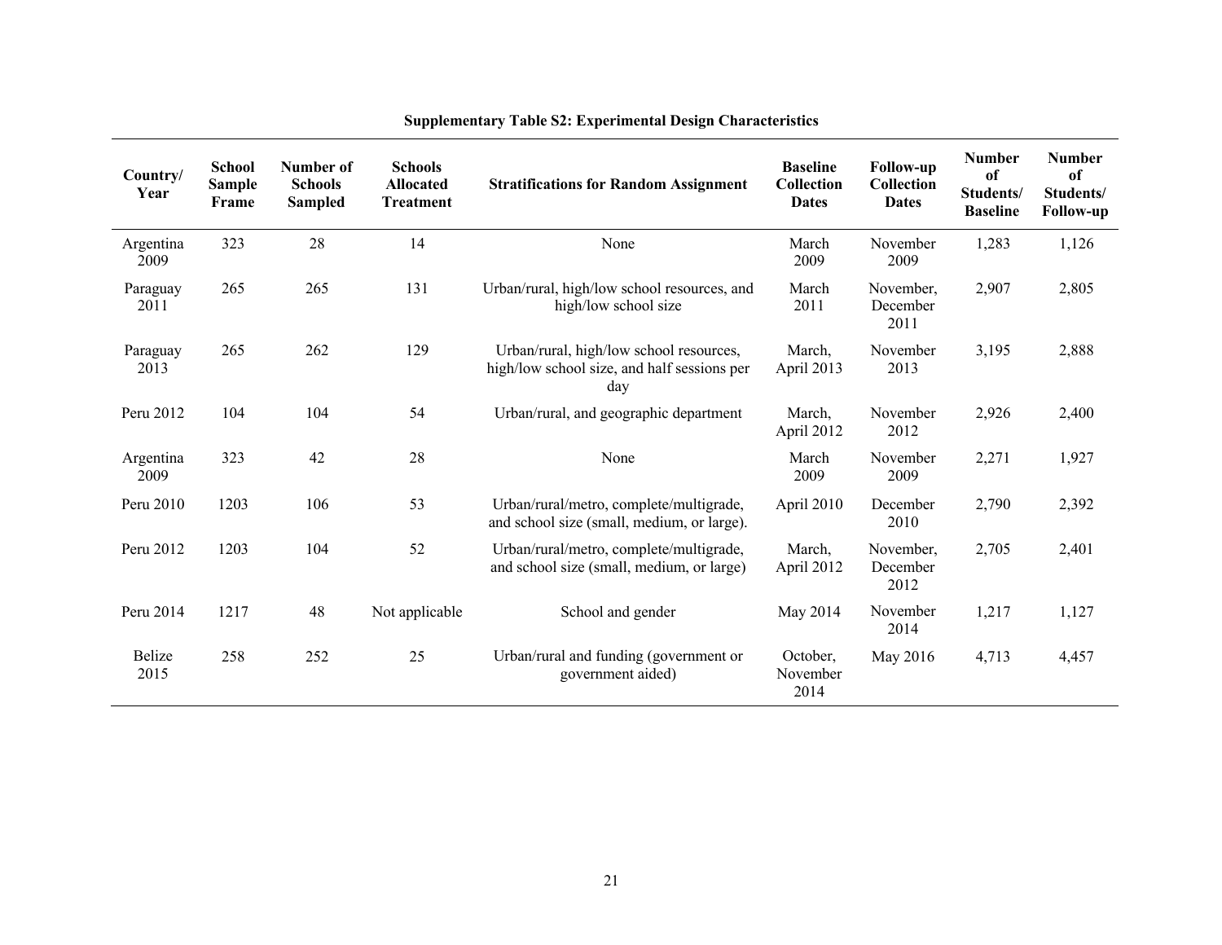**Supplementary Table S2: Experimental Design Characteristics**

| Country/ Year | School Sample Frame | Number of Schools Sampled | Schools Allocated Treatment | Stratifications for Random Assignment | Baseline Collection Dates | Follow-up Collection Dates | Number of Students/ Baseline | Number of Students/ Follow-up |
|---|---|---|---|---|---|---|---|---|
| Argentina 2009 | 323 | 28 | 14 | None | March 2009 | November 2009 | 1,283 | 1,126 |
| Paraguay 2011 | 265 | 265 | 131 | Urban/rural, high/low school resources, and high/low school size | March 2011 | November, December 2011 | 2,907 | 2,805 |
| Paraguay 2013 | 265 | 262 | 129 | Urban/rural, high/low school resources, high/low school size, and half sessions per day | March, April 2013 | November 2013 | 3,195 | 2,888 |
| Peru 2012 | 104 | 104 | 54 | Urban/rural, and geographic department | March, April 2012 | November 2012 | 2,926 | 2,400 |
| Argentina 2009 | 323 | 42 | 28 | None | March 2009 | November 2009 | 2,271 | 1,927 |
| Peru 2010 | 1203 | 106 | 53 | Urban/rural/metro, complete/multigrade, and school size (small, medium, or large). | April 2010 | December 2010 | 2,790 | 2,392 |
| Peru 2012 | 1203 | 104 | 52 | Urban/rural/metro, complete/multigrade, and school size (small, medium, or large) | March, April 2012 | November, December 2012 | 2,705 | 2,401 |
| Peru 2014 | 1217 | 48 | Not applicable | School and gender | May 2014 | November 2014 | 1,217 | 1,127 |
| Belize 2015 | 258 | 252 | 25 | Urban/rural and funding (government or government aided) | October, November 2014 | May 2016 | 4,713 | 4,457 |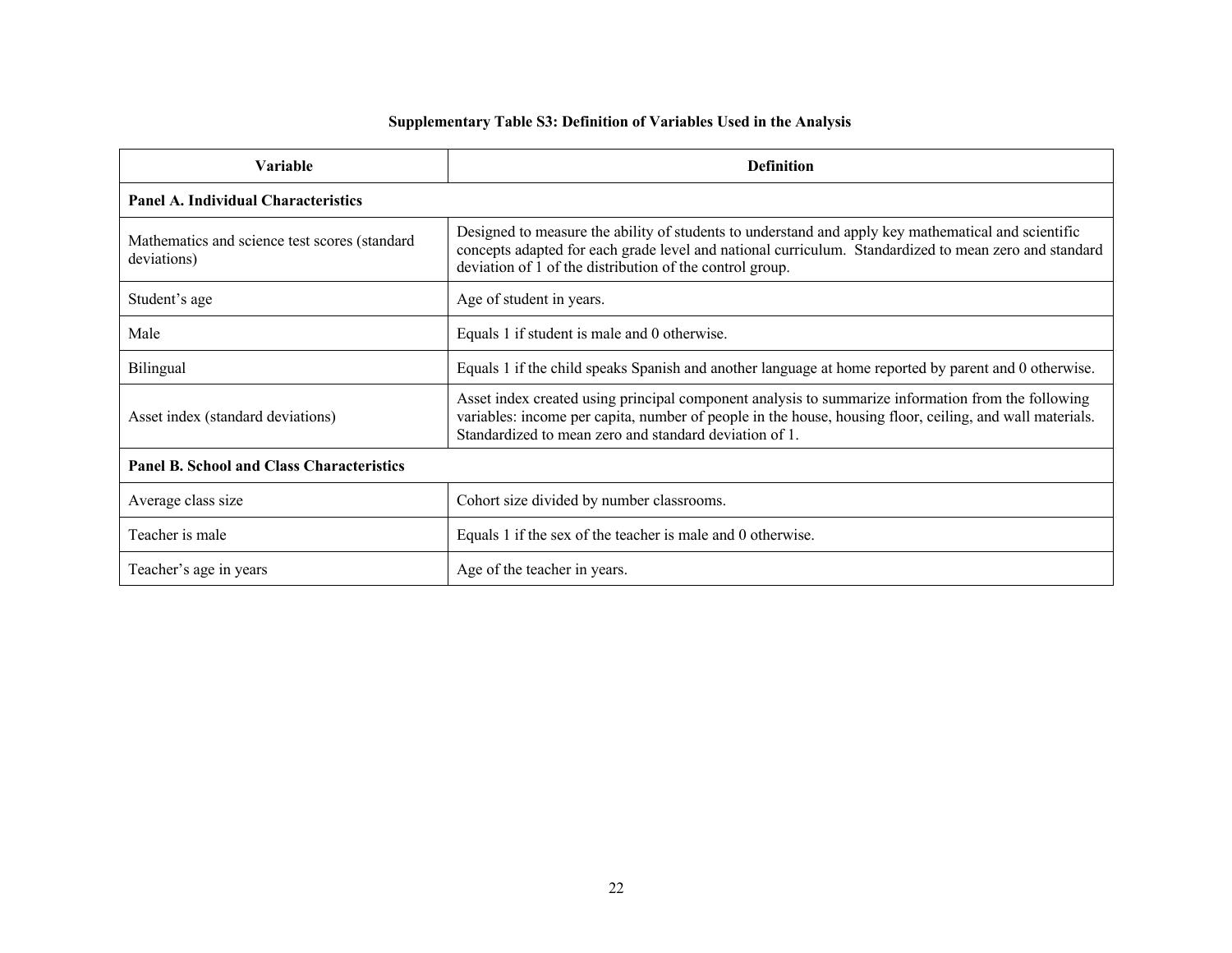**Supplementary Table S3: Definition of Variables Used in the Analysis**

| Variable | Definition |
|---|---|
| **Panel A. Individual Characteristics** | |
| Mathematics and science test scores (standard deviations) | Designed to measure the ability of students to understand and apply key mathematical and scientific concepts adapted for each grade level and national curriculum. Standardized to mean zero and standard deviation of 1 of the distribution of the control group. |
| Student's age | Age of student in years. |
| Male | Equals 1 if student is male and 0 otherwise. |
| Bilingual | Equals 1 if the child speaks Spanish and another language at home reported by parent and 0 otherwise. |
| Asset index (standard deviations) | Asset index created using principal component analysis to summarize information from the following variables: income per capita, number of people in the house, housing floor, ceiling, and wall materials. Standardized to mean zero and standard deviation of 1. |
| **Panel B. School and Class Characteristics** | |
| Average class size | Cohort size divided by number classrooms. |
| Teacher is male | Equals 1 if the sex of the teacher is male and 0 otherwise. |
| Teacher's age in years | Age of the teacher in years. |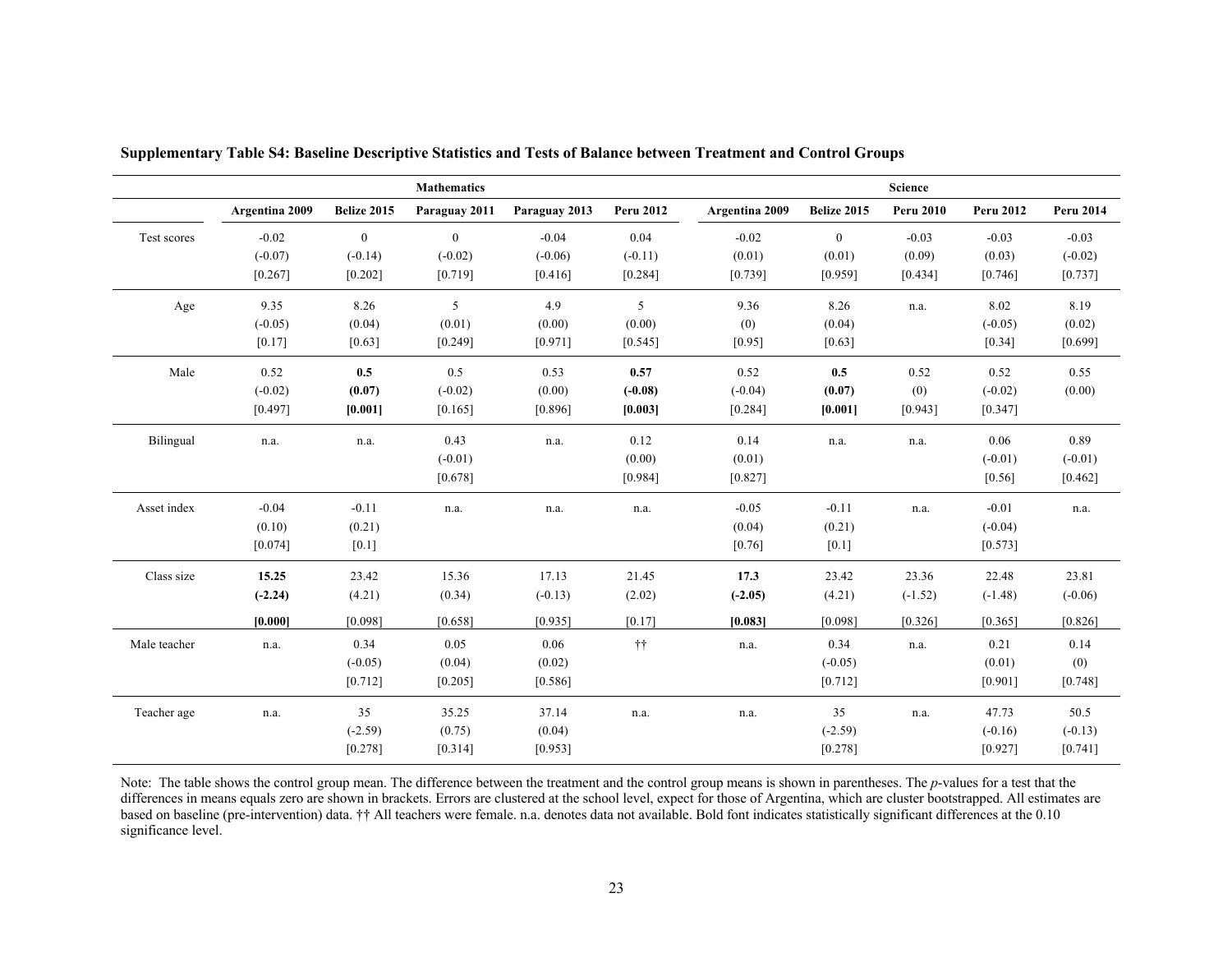**Supplementary Table S4: Baseline Descriptive Statistics and Tests of Balance between Treatment and Control Groups**

| | Mathematics | | | | | Science | | | | |
|---|---|---|---|---|---|---|---|---|---|---|
| | Argentina 2009 | Belize 2015 | Paraguay 2011 | Paraguay 2013 | Peru 2012 | Argentina 2009 | Belize 2015 | Peru 2010 | Peru 2012 | Peru 2014 |
| Test scores | -0.02 | 0 | 0 | -0.04 | 0.04 | -0.02 | 0 | -0.03 | -0.03 | -0.03 |
| | (-0.07) | (-0.14) | (-0.02) | (-0.06) | (-0.11) | (0.01) | (0.01) | (0.09) | (0.03) | (-0.02) |
| | [0.267] | [0.202] | [0.719] | [0.416] | [0.284] | [0.739] | [0.959] | [0.434] | [0.746] | [0.737] |
| Age | 9.35 | 8.26 | 5 | 4.9 | 5 | 9.36 | 8.26 | n.a. | 8.02 | 8.19 |
| | (-0.05) | (0.04) | (0.01) | (0.00) | (0.00) | (0) | (0.04) | | (-0.05) | (0.02) |
| | [0.17] | [0.63] | [0.249] | [0.971] | [0.545] | [0.95] | [0.63] | | [0.34] | [0.699] |
| Male | 0.52 | **0.5** | 0.5 | 0.53 | **0.57** | 0.52 | **0.5** | 0.52 | 0.52 | 0.55 |
| | (-0.02) | **(0.07)** | (-0.02) | (0.00) | **(-0.08)** | (-0.04) | **(0.07)** | (0) | (-0.02) | (0.00) |
| | [0.497] | **[0.001]** | [0.165] | [0.896] | **[0.003]** | [0.284] | **[0.001]** | [0.943] | [0.347] | |
| Bilingual | n.a. | n.a. | 0.43 | n.a. | 0.12 | 0.14 | n.a. | n.a. | 0.06 | 0.89 |
| | | | (-0.01) | | (0.00) | (0.01) | | | (-0.01) | (-0.01) |
| | | | [0.678] | | [0.984] | [0.827] | | | [0.56] | [0.462] |
| Asset index | -0.04 | -0.11 | n.a. | n.a. | n.a. | -0.05 | -0.11 | n.a. | -0.01 | n.a. |
| | (0.10) | (0.21) | | | | (0.04) | (0.21) | | (-0.04) | |
| | [0.074] | [0.1] | | | | [0.76] | [0.1] | | [0.573] | |
| Class size | **15.25** | 23.42 | 15.36 | 17.13 | 21.45 | **17.3** | 23.42 | 23.36 | 22.48 | 23.81 |
| | **(-2.24)** | (4.21) | (0.34) | (-0.13) | (2.02) | **(-2.05)** | (4.21) | (-1.52) | (-1.48) | (-0.06) |
| | **[0.000]** | [0.098] | [0.658] | [0.935] | [0.17] | **[0.083]** | [0.098] | [0.326] | [0.365] | [0.826] |
| Male teacher | n.a. | 0.34 | 0.05 | 0.06 | †† | n.a. | 0.34 | n.a. | 0.21 | 0.14 |
| | | (-0.05) | (0.04) | (0.02) | | | (-0.05) | | (0.01) | (0) |
| | | [0.712] | [0.205] | [0.586] | | | [0.712] | | [0.901] | [0.748] |
| Teacher age | n.a. | 35 | 35.25 | 37.14 | n.a. | n.a. | 35 | n.a. | 47.73 | 50.5 |
| | | (-2.59) | (0.75) | (0.04) | | | (-2.59) | | (-0.16) | (-0.13) |
| | | [0.278] | [0.314] | [0.953] | | | [0.278] | | [0.927] | [0.741] |

Note: The table shows the control group mean. The difference between the treatment and the control group means is shown in parentheses. The *p*-values for a test that the differences in means equals zero are shown in brackets. Errors are clustered at the school level, expect for those of Argentina, which are cluster bootstrapped. All estimates are based on baseline (pre-intervention) data. †† All teachers were female. n.a. denotes data not available. Bold font indicates statistically significant differences at the 0.10 significance level.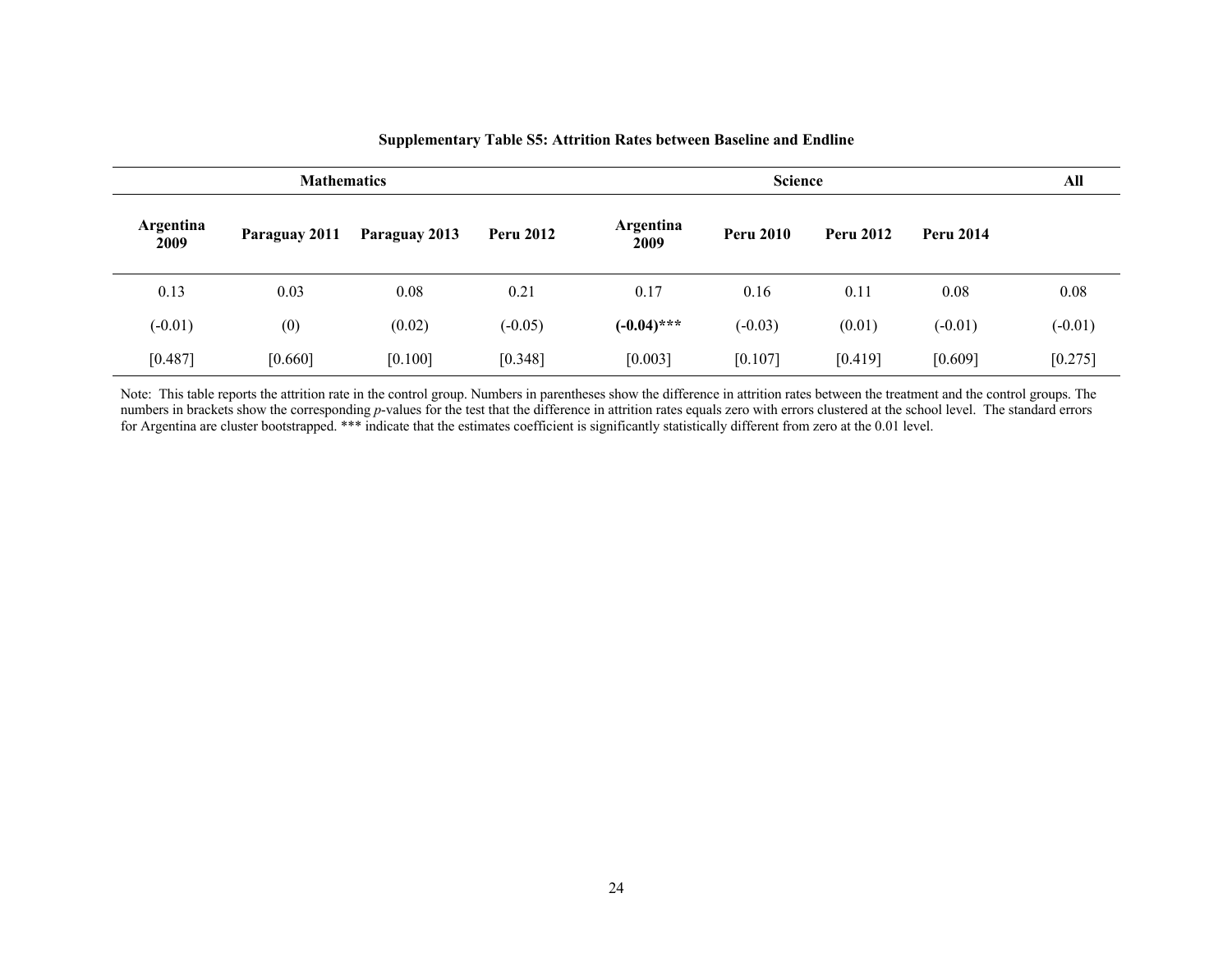**Supplementary Table S5: Attrition Rates between Baseline and Endline**

| Mathematics | | | | Science | | | | All |
|---|---|---|---|---|---|---|---|---|
| Argentina 2009 | Paraguay 2011 | Paraguay 2013 | Peru 2012 | Argentina 2009 | Peru 2010 | Peru 2012 | Peru 2014 | |
| 0.13 | 0.03 | 0.08 | 0.21 | 0.17 | 0.16 | 0.11 | 0.08 | 0.08 |
| (-0.01) | (0) | (0.02) | (-0.05) | **(-0.04)*** ** | (-0.03) | (0.01) | (-0.01) | (-0.01) |
| [0.487] | [0.660] | [0.100] | [0.348] | [0.003] | [0.107] | [0.419] | [0.609] | [0.275] |

Note: This table reports the attrition rate in the control group. Numbers in parentheses show the difference in attrition rates between the treatment and the control groups. The numbers in brackets show the corresponding *p*-values for the test that the difference in attrition rates equals zero with errors clustered at the school level. The standard errors for Argentina are cluster bootstrapped. *** indicate that the estimates coefficient is significantly statistically different from zero at the 0.01 level.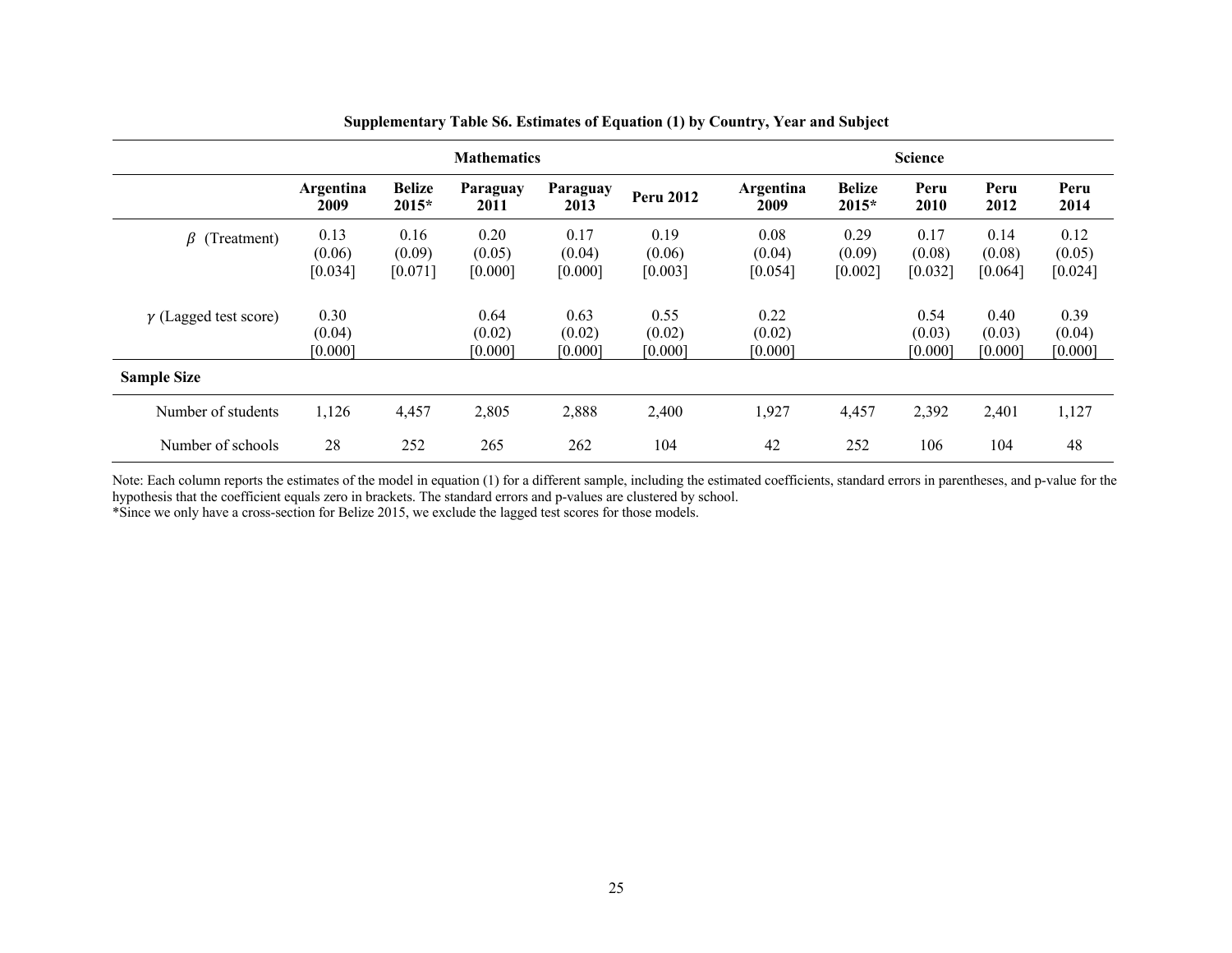**Supplementary Table S6. Estimates of Equation (1) by Country, Year and Subject**

| | Mathematics | | | | | Science | | | | |
|---|---|---|---|---|---|---|---|---|---|---|
| | **Argentina 2009** | **Belize 2015*** | **Paraguay 2011** | **Paraguay 2013** | **Peru 2012** | **Argentina 2009** | **Belize 2015*** | **Peru 2010** | **Peru 2012** | **Peru 2014** |
| $\beta$ (Treatment) | 0.13 | 0.16 | 0.20 | 0.17 | 0.19 | 0.08 | 0.29 | 0.17 | 0.14 | 0.12 |
| | (0.06) | (0.09) | (0.05) | (0.04) | (0.06) | (0.04) | (0.09) | (0.08) | (0.08) | (0.05) |
| | [0.034] | [0.071] | [0.000] | [0.000] | [0.003] | [0.054] | [0.002] | [0.032] | [0.064] | [0.024] |
| $\gamma$ (Lagged test score) | 0.30 | | 0.64 | 0.63 | 0.55 | 0.22 | | 0.54 | 0.40 | 0.39 |
| | (0.04) | | (0.02) | (0.02) | (0.02) | (0.02) | | (0.03) | (0.03) | (0.04) |
| | [0.000] | | [0.000] | [0.000] | [0.000] | [0.000] | | [0.000] | [0.000] | [0.000] |
| **Sample Size** | | | | | | | | | | |
| Number of students | 1,126 | 4,457 | 2,805 | 2,888 | 2,400 | 1,927 | 4,457 | 2,392 | 2,401 | 1,127 |
| Number of schools | 28 | 252 | 265 | 262 | 104 | 42 | 252 | 106 | 104 | 48 |

Note: Each column reports the estimates of the model in equation (1) for a different sample, including the estimated coefficients, standard errors in parentheses, and p-value for the hypothesis that the coefficient equals zero in brackets. The standard errors and p-values are clustered by school.
*Since we only have a cross-section for Belize 2015, we exclude the lagged test scores for those models.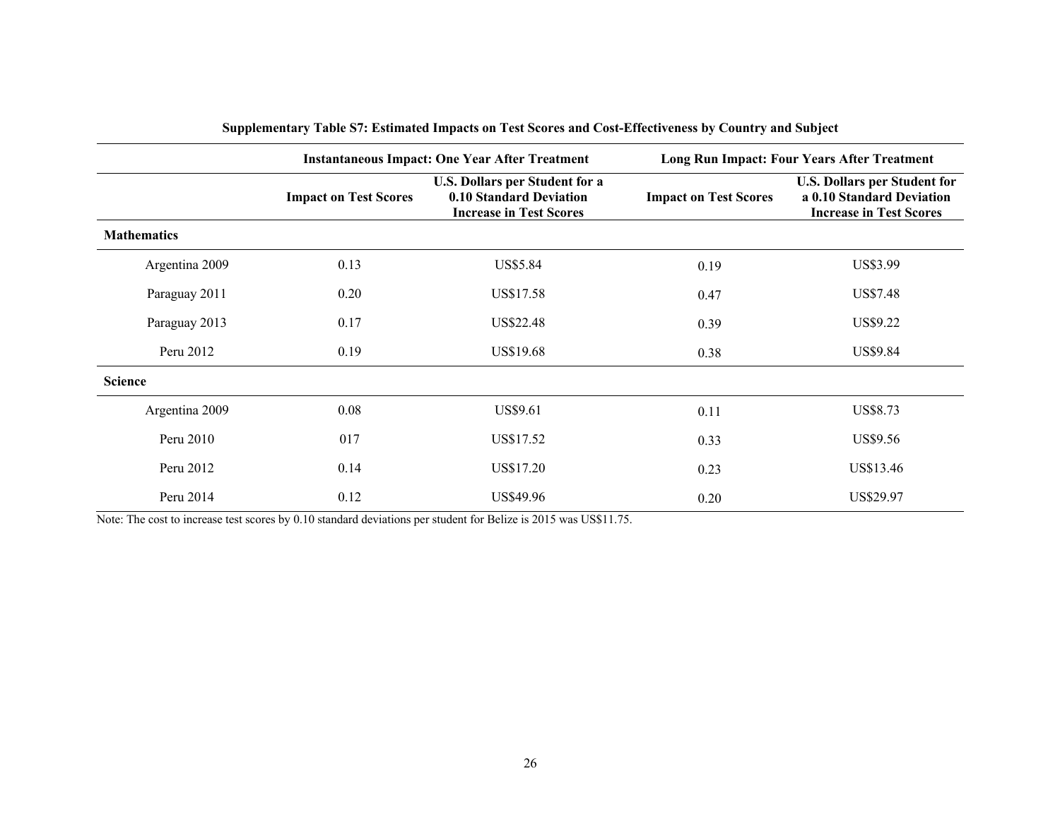**Supplementary Table S7: Estimated Impacts on Test Scores and Cost-Effectiveness by Country and Subject**

| | Instantaneous Impact: One Year After Treatment | | Long Run Impact: Four Years After Treatment | |
|---|---|---|---|---|
| | **Impact on Test Scores** | **U.S. Dollars per Student for a 0.10 Standard Deviation Increase in Test Scores** | **Impact on Test Scores** | **U.S. Dollars per Student for a 0.10 Standard Deviation Increase in Test Scores** |
| **Mathematics** | | | | |
| Argentina 2009 | 0.13 | US$5.84 | 0.19 | US$3.99 |
| Paraguay 2011 | 0.20 | US$17.58 | 0.47 | US$7.48 |
| Paraguay 2013 | 0.17 | US$22.48 | 0.39 | US$9.22 |
| Peru 2012 | 0.19 | US$19.68 | 0.38 | US$9.84 |
| **Science** | | | | |
| Argentina 2009 | 0.08 | US$9.61 | 0.11 | US$8.73 |
| Peru 2010 | 017 | US$17.52 | 0.33 | US$9.56 |
| Peru 2012 | 0.14 | US$17.20 | 0.23 | US$13.46 |
| Peru 2014 | 0.12 | US$49.96 | 0.20 | US$29.97 |

Note: The cost to increase test scores by 0.10 standard deviations per student for Belize is 2015 was US$11.75.